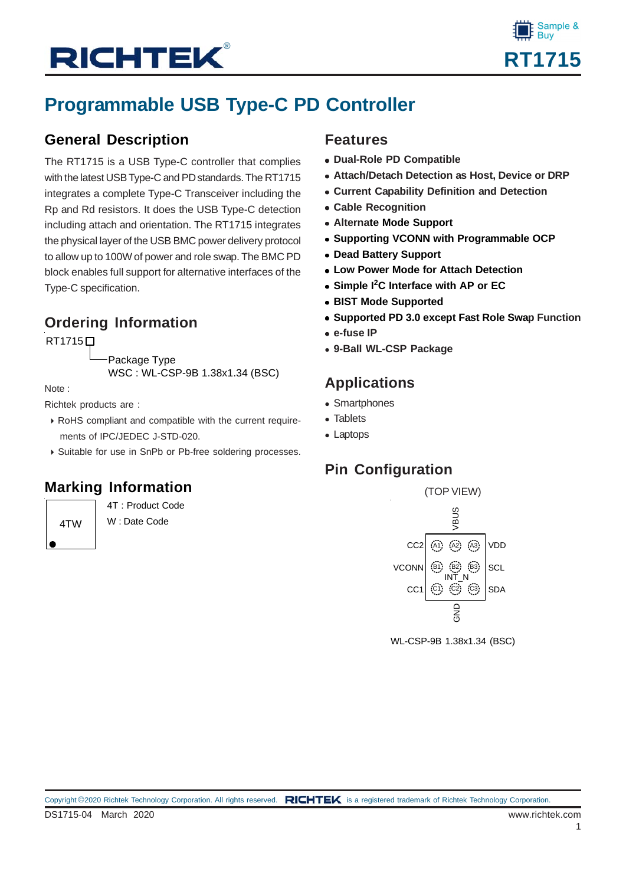# Programmable USB Type-C PD Controller

## General Description

The RT1715 is a USB Type-C controller that complies with the latest USB Type-C and PD standards. The RT1715 integrates a complete Type-C Transceiver including the Rp and Rd resistors. It does the USB Type-C detection including attach and orientation. The RT1715 integrates the physical layer of the USB BMC power delivery protocol to allow up to 100W of power and role swap. The BMC PD block enables full support for alternative interfaces of the Type-C specification.

## Ordering Information

RT1715□

Package Type
WSC : WL-CSP-9B 1.38x1.34 (BSC)

Note :

Richtek products are :

- RoHS compliant and compatible with the current requirements of IPC/JEDEC J-STD-020.
- Suitable for use in SnPb or Pb-free soldering processes.

## Marking Information

4TW

4T : Product Code

W : Date Code

## Features

- **Dual-Role PD Compatible**
- **Attach/Detach Detection as Host, Device or DRP**
- **Current Capability Definition and Detection**
- **Cable Recognition**
- **Alternate Mode Support**
- **Supporting VCONN with Programmable OCP**
- **Dead Battery Support**
- **Low Power Mode for Attach Detection**
- **Simple I$^2$C Interface with AP or EC**
- **BIST Mode Supported**
- **Supported PD 3.0 except Fast Role Swap Function**
- **e-fuse IP**
- **9-Ball WL-CSP Package**

## Applications

- Smartphones
- Tablets
- Laptops

## Pin Configuration

(TOP VIEW)

| | Column 1 | Column 2 | Column 3 | |
|---|---|---|---|---|
| CC2 | A1 | A2 (VBUS) | A3 | VDD |
| VCONN | B1 | B2 (INT_N) | B3 | SCL |
| CC1 | C1 | C2 (GND) | C3 | SDA |

WL-CSP-9B 1.38x1.34 (BSC)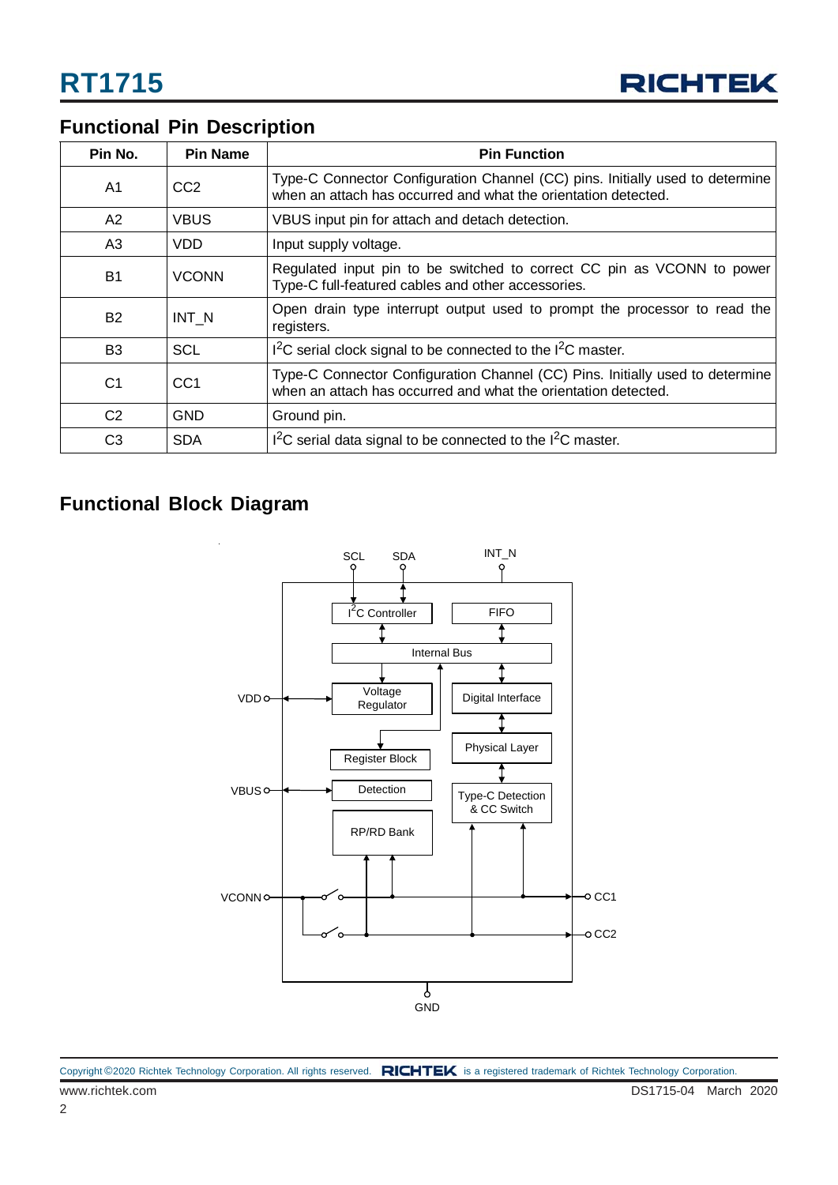## Functional Pin Description

| Pin No. | Pin Name | Pin Function |
|---|---|---|
| A1 | CC2 | Type-C Connector Configuration Channel (CC) pins. Initially used to determine when an attach has occurred and what the orientation detected. |
| A2 | VBUS | VBUS input pin for attach and detach detection. |
| A3 | VDD | Input supply voltage. |
| B1 | VCONN | Regulated input pin to be switched to correct CC pin as VCONN to power Type-C full-featured cables and other accessories. |
| B2 | INT_N | Open drain type interrupt output used to prompt the processor to read the registers. |
| B3 | SCL | $I^2C$ serial clock signal to be connected to the $I^2C$ master. |
| C1 | CC1 | Type-C Connector Configuration Channel (CC) Pins. Initially used to determine when an attach has occurred and what the orientation detected. |
| C2 | GND | Ground pin. |
| C3 | SDA | $I^2C$ serial data signal to be connected to the $I^2C$ master. |

## Functional Block Diagram

SCL SDA INT_N

$I^2C$ Controller, FIFO, Internal Bus, Voltage Regulator, Digital Interface, Register Block, Physical Layer, Detection, Type-C Detection & CC Switch, RP/RD Bank

VDD, VBUS, VCONN, CC1, CC2, GND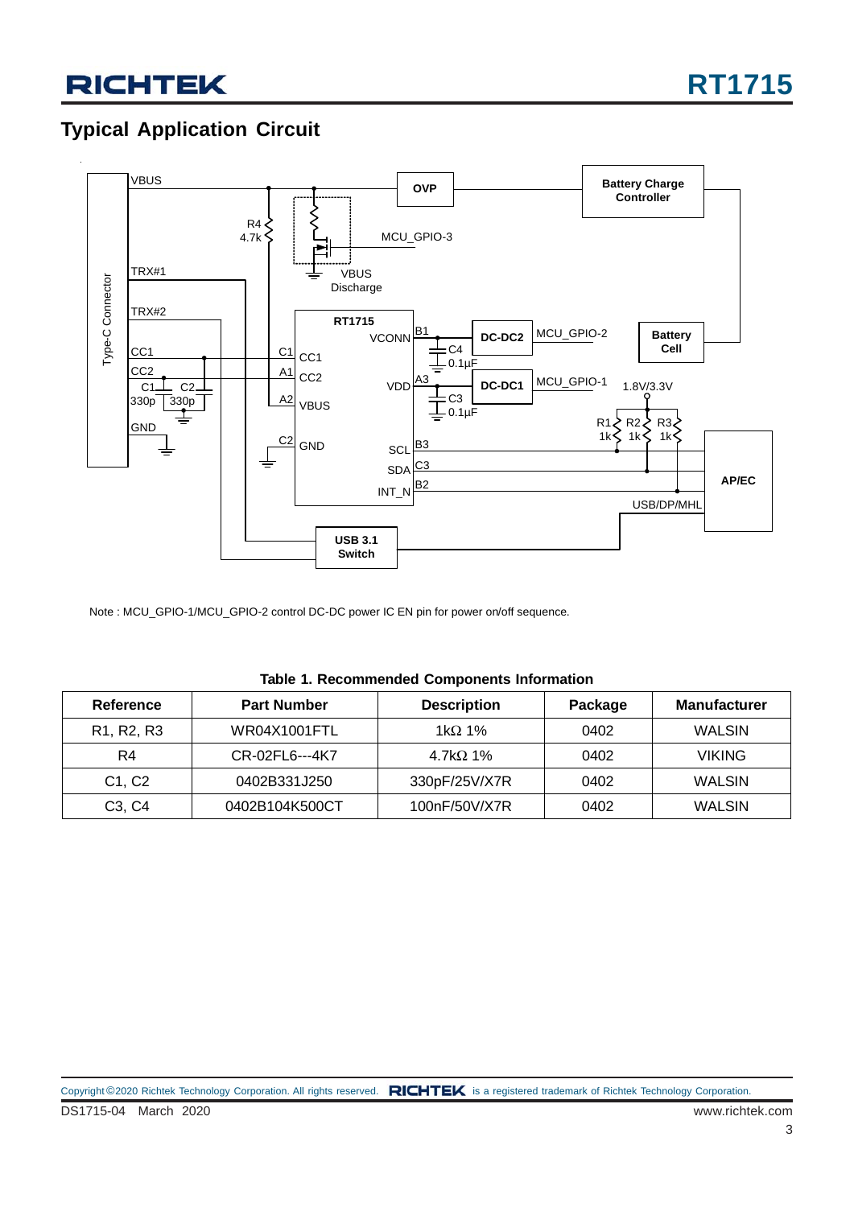## Typical Application Circuit

Note : MCU_GPIO-1/MCU_GPIO-2 control DC-DC power IC EN pin for power on/off sequence.

**Table 1. Recommended Components Information**

| Reference | Part Number | Description | Package | Manufacturer |
|---|---|---|---|---|
| R1, R2, R3 | WR04X1001FTL | 1kΩ 1% | 0402 | WALSIN |
| R4 | CR-02FL6---4K7 | 4.7kΩ 1% | 0402 | VIKING |
| C1, C2 | 0402B331J250 | 330pF/25V/X7R | 0402 | WALSIN |
| C3, C4 | 0402B104K500CT | 100nF/50V/X7R | 0402 | WALSIN |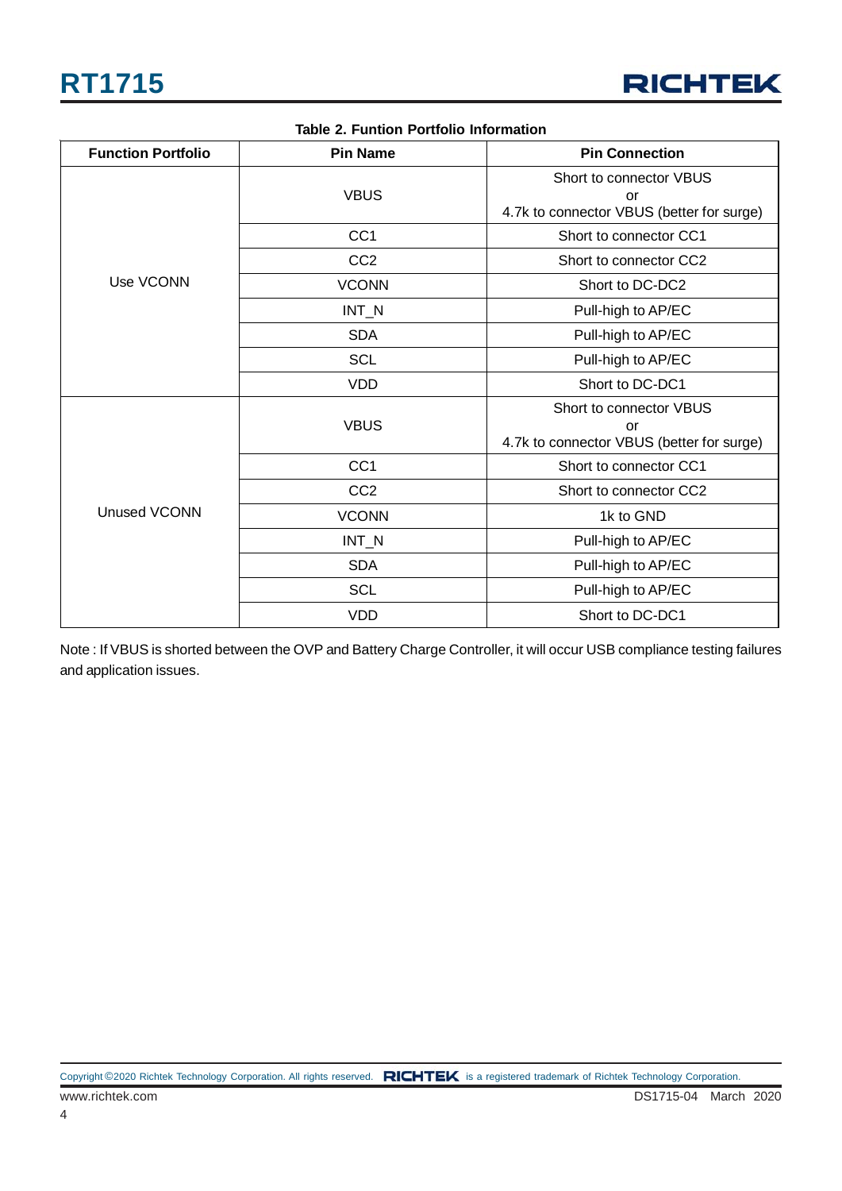**Table 2. Funtion Portfolio Information**

| Function Portfolio | Pin Name | Pin Connection |
|---|---|---|
| Use VCONN | VBUS | Short to connector VBUS or 4.7k to connector VBUS (better for surge) |
| | CC1 | Short to connector CC1 |
| | CC2 | Short to connector CC2 |
| | VCONN | Short to DC-DC2 |
| | INT_N | Pull-high to AP/EC |
| | SDA | Pull-high to AP/EC |
| | SCL | Pull-high to AP/EC |
| | VDD | Short to DC-DC1 |
| Unused VCONN | VBUS | Short to connector VBUS or 4.7k to connector VBUS (better for surge) |
| | CC1 | Short to connector CC1 |
| | CC2 | Short to connector CC2 |
| | VCONN | 1k to GND |
| | INT_N | Pull-high to AP/EC |
| | SDA | Pull-high to AP/EC |
| | SCL | Pull-high to AP/EC |
| | VDD | Short to DC-DC1 |

Note : If VBUS is shorted between the OVP and Battery Charge Controller, it will occur USB compliance testing failures and application issues.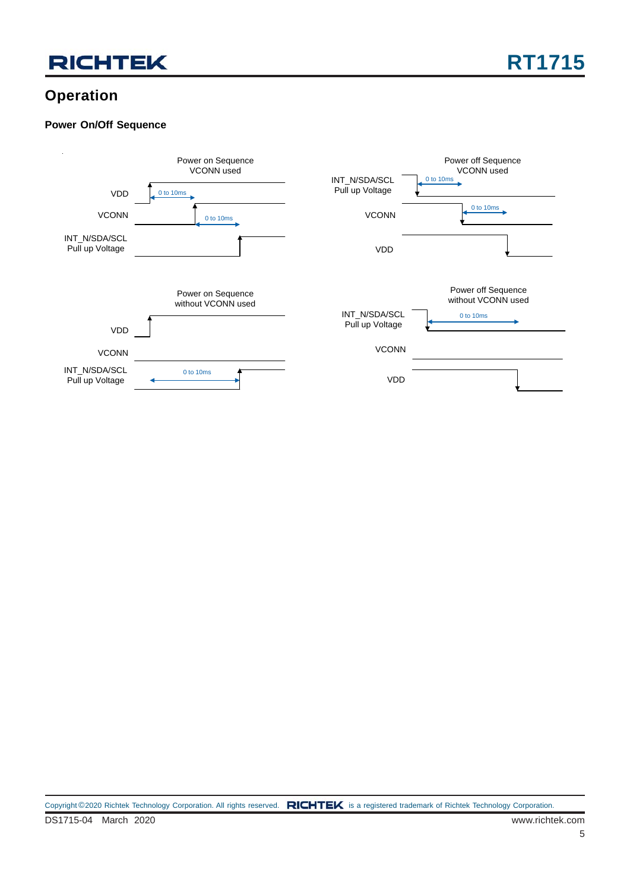## Operation

### Power On/Off Sequence

Power on Sequence
VCONN used

VDD

0 to 10ms

VCONN

0 to 10ms

INT_N/SDA/SCL
Pull up Voltage

Power off Sequence
VCONN used

INT_N/SDA/SCL
Pull up Voltage

0 to 10ms

VCONN

0 to 10ms

VDD

Power on Sequence
without VCONN used

VDD

VCONN

INT_N/SDA/SCL
Pull up Voltage

0 to 10ms

Power off Sequence
without VCONN used

INT_N/SDA/SCL
Pull up Voltage

0 to 10ms

VCONN

VDD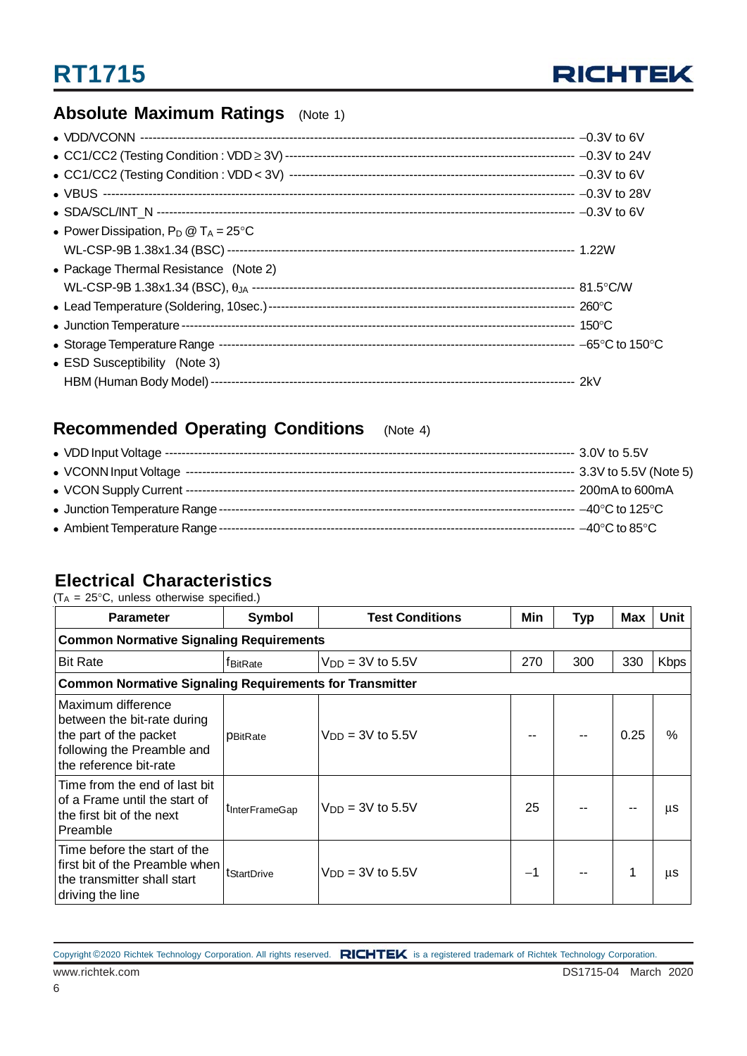## Absolute Maximum Ratings (Note 1)

- VDD/VCONN ------------------------------------------------------------------------------------------------- –0.3V to 6V
- CC1/CC2 (Testing Condition : VDD ≥ 3V) -------------------------------------------------------------------- –0.3V to 24V
- CC1/CC2 (Testing Condition : VDD < 3V) -------------------------------------------------------------------- –0.3V to 6V
- VBUS ------------------------------------------------------------------------------------------------------ –0.3V to 28V
- SDA/SCL/INT_N --------------------------------------------------------------------------------------------- –0.3V to 6V
- Power Dissipation, $P_D$ @ $T_A$ = 25°C
  WL-CSP-9B 1.38x1.34 (BSC) ---------------------------------------------------------------------------- 1.22W
- Package Thermal Resistance (Note 2)
  WL-CSP-9B 1.38x1.34 (BSC), $\theta_{JA}$ ------------------------------------------------------------- 81.5°C/W
- Lead Temperature (Soldering, 10sec.) ------------------------------------------------------------------- 260°C
- Junction Temperature -------------------------------------------------------------------------------------- 150°C
- Storage Temperature Range -------------------------------------------------------------------------------- –65°C to 150°C
- ESD Susceptibility (Note 3)
  HBM (Human Body Model) ------------------------------------------------------------------------------------ 2kV

## Recommended Operating Conditions (Note 4)

- VDD Input Voltage ------------------------------------------------------------------------------------------ 3.0V to 5.5V
- VCONN Input Voltage ---------------------------------------------------------------------------------------- 3.3V to 5.5V (Note 5)
- VCON Supply Current ---------------------------------------------------------------------------------------- 200mA to 600mA
- Junction Temperature Range ---------------------------------------------------------------------------------- –40°C to 125°C
- Ambient Temperature Range ----------------------------------------------------------------------------------- –40°C to 85°C

## Electrical Characteristics

($T_A$ = 25°C, unless otherwise specified.)

| Parameter | Symbol | Test Conditions | Min | Typ | Max | Unit |
|---|---|---|---|---|---|---|
| **Common Normative Signaling Requirements** | | | | | | |
| Bit Rate | $f_{BitRate}$ | $V_{DD}$ = 3V to 5.5V | 270 | 300 | 330 | Kbps |
| **Common Normative Signaling Requirements for Transmitter** | | | | | | |
| Maximum difference between the bit-rate during the part of the packet following the Preamble and the reference bit-rate | $p_{BitRate}$ | $V_{DD}$ = 3V to 5.5V | -- | -- | 0.25 | % |
| Time from the end of last bit of a Frame until the start of the first bit of the next Preamble | $t_{InterFrameGap}$ | $V_{DD}$ = 3V to 5.5V | 25 | -- | -- | μs |
| Time before the start of the first bit of the Preamble when the transmitter shall start driving the line | $t_{StartDrive}$ | $V_{DD}$ = 3V to 5.5V | –1 | -- | 1 | μs |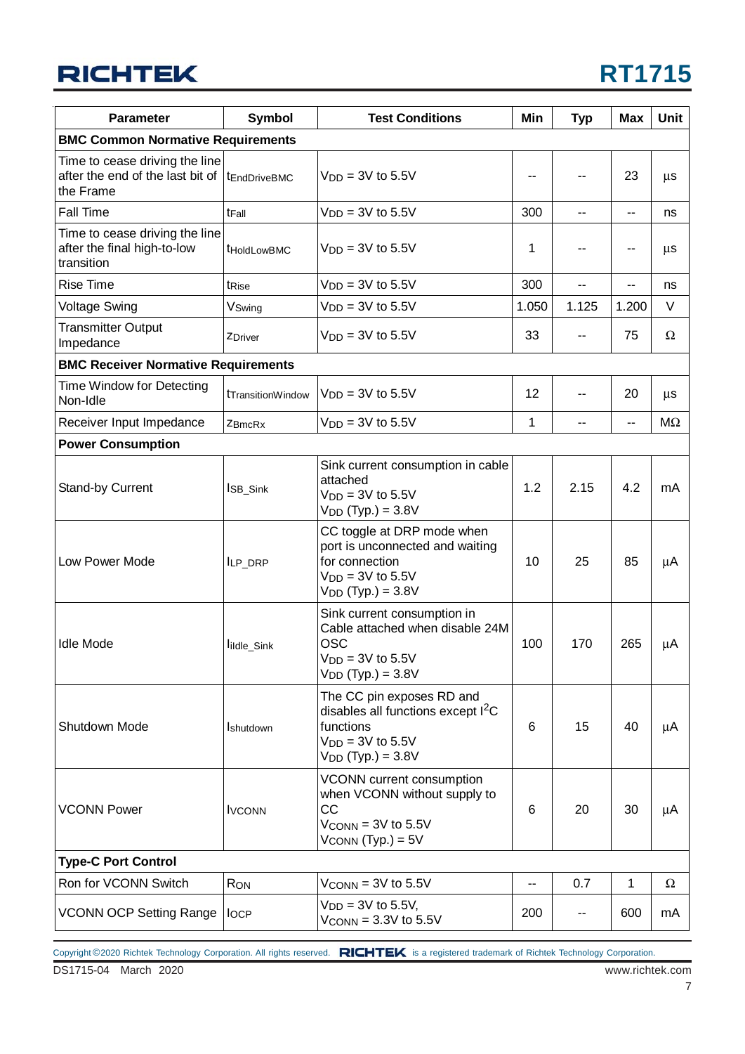| Parameter | Symbol | Test Conditions | Min | Typ | Max | Unit |
|---|---|---|---|---|---|---|
| **BMC Common Normative Requirements** | | | | | | |
| Time to cease driving the line after the end of the last bit of the Frame | $t_{EndDriveBMC}$ | $V_{DD}$ = 3V to 5.5V | -- | -- | 23 | μs |
| Fall Time | $t_{Fall}$ | $V_{DD}$ = 3V to 5.5V | 300 | -- | -- | ns |
| Time to cease driving the line after the final high-to-low transition | $t_{HoldLowBMC}$ | $V_{DD}$ = 3V to 5.5V | 1 | -- | -- | μs |
| Rise Time | $t_{Rise}$ | $V_{DD}$ = 3V to 5.5V | 300 | -- | -- | ns |
| Voltage Swing | $V_{Swing}$ | $V_{DD}$ = 3V to 5.5V | 1.050 | 1.125 | 1.200 | V |
| Transmitter Output Impedance | $z_{Driver}$ | $V_{DD}$ = 3V to 5.5V | 33 | -- | 75 | Ω |
| **BMC Receiver Normative Requirements** | | | | | | |
| Time Window for Detecting Non-Idle | $t_{TransitionWindow}$ | $V_{DD}$ = 3V to 5.5V | 12 | -- | 20 | μs |
| Receiver Input Impedance | $z_{BmcRx}$ | $V_{DD}$ = 3V to 5.5V | 1 | -- | -- | MΩ |
| **Power Consumption** | | | | | | |
| Stand-by Current | $I_{SB\_Sink}$ | Sink current consumption in cable attached $V_{DD}$ = 3V to 5.5V $V_{DD}$ (Typ.) = 3.8V | 1.2 | 2.15 | 4.2 | mA |
| Low Power Mode | $I_{LP\_DRP}$ | CC toggle at DRP mode when port is unconnected and waiting for connection $V_{DD}$ = 3V to 5.5V $V_{DD}$ (Typ.) = 3.8V | 10 | 25 | 85 | μA |
| Idle Mode | $I_{Idle\_Sink}$ | Sink current consumption in Cable attached when disable 24M OSC $V_{DD}$ = 3V to 5.5V $V_{DD}$ (Typ.) = 3.8V | 100 | 170 | 265 | μA |
| Shutdown Mode | $I_{Shutdown}$ | The CC pin exposes RD and disables all functions except $I^2C$ functions $V_{DD}$ = 3V to 5.5V $V_{DD}$ (Typ.) = 3.8V | 6 | 15 | 40 | μA |
| VCONN Power | $I_{VCONN}$ | VCONN current consumption when VCONN without supply to CC $V_{CONN}$ = 3V to 5.5V $V_{CONN}$ (Typ.) = 5V | 6 | 20 | 30 | μA |
| **Type-C Port Control** | | | | | | |
| Ron for VCONN Switch | $R_{ON}$ | $V_{CONN}$ = 3V to 5.5V | -- | 0.7 | 1 | Ω |
| VCONN OCP Setting Range | $I_{OCP}$ | $V_{DD}$ = 3V to 5.5V, $V_{CONN}$ = 3.3V to 5.5V | 200 | -- | 600 | mA |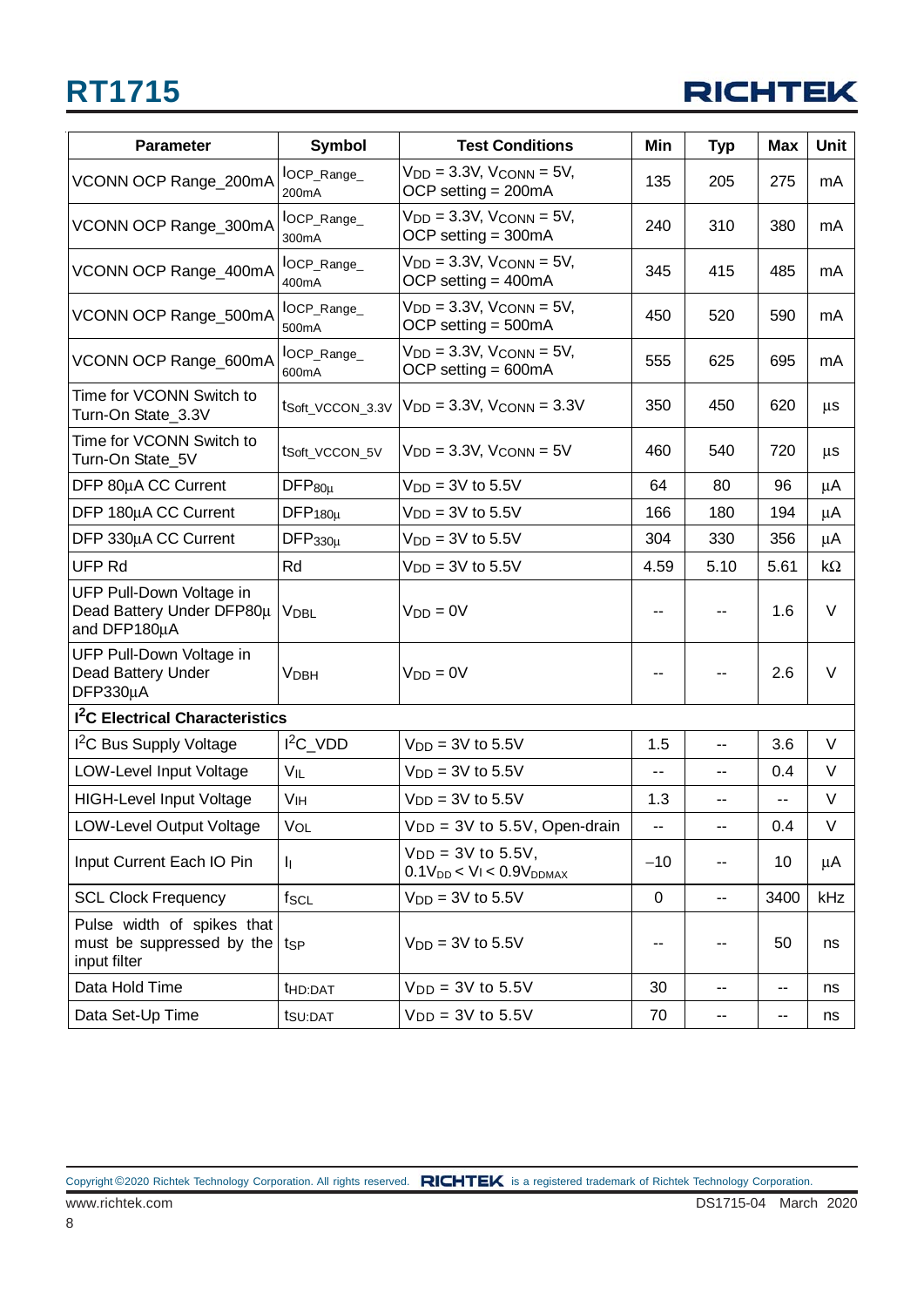| Parameter | Symbol | Test Conditions | Min | Typ | Max | Unit |
|---|---|---|---|---|---|---|
| VCONN OCP Range_200mA | $I_{OCP\_Range\_200mA}$ | $V_{DD}$ = 3.3V, $V_{CONN}$ = 5V, OCP setting = 200mA | 135 | 205 | 275 | mA |
| VCONN OCP Range_300mA | $I_{OCP\_Range\_300mA}$ | $V_{DD}$ = 3.3V, $V_{CONN}$ = 5V, OCP setting = 300mA | 240 | 310 | 380 | mA |
| VCONN OCP Range_400mA | $I_{OCP\_Range\_400mA}$ | $V_{DD}$ = 3.3V, $V_{CONN}$ = 5V, OCP setting = 400mA | 345 | 415 | 485 | mA |
| VCONN OCP Range_500mA | $I_{OCP\_Range\_500mA}$ | $V_{DD}$ = 3.3V, $V_{CONN}$ = 5V, OCP setting = 500mA | 450 | 520 | 590 | mA |
| VCONN OCP Range_600mA | $I_{OCP\_Range\_600mA}$ | $V_{DD}$ = 3.3V, $V_{CONN}$ = 5V, OCP setting = 600mA | 555 | 625 | 695 | mA |
| Time for VCONN Switch to Turn-On State_3.3V | $t_{Soft\_VCCON\_3.3V}$ | $V_{DD}$ = 3.3V, $V_{CONN}$ = 3.3V | 350 | 450 | 620 | μs |
| Time for VCONN Switch to Turn-On State_5V | $t_{Soft\_VCCON\_5V}$ | $V_{DD}$ = 3.3V, $V_{CONN}$ = 5V | 460 | 540 | 720 | μs |
| DFP 80μA CC Current | $DFP_{80\mu}$ | $V_{DD}$ = 3V to 5.5V | 64 | 80 | 96 | μA |
| DFP 180μA CC Current | $DFP_{180\mu}$ | $V_{DD}$ = 3V to 5.5V | 166 | 180 | 194 | μA |
| DFP 330μA CC Current | $DFP_{330\mu}$ | $V_{DD}$ = 3V to 5.5V | 304 | 330 | 356 | μA |
| UFP Rd | Rd | $V_{DD}$ = 3V to 5.5V | 4.59 | 5.10 | 5.61 | kΩ |
| UFP Pull-Down Voltage in Dead Battery Under DFP80μ and DFP180μA | $V_{DBL}$ | $V_{DD}$ = 0V | -- | -- | 1.6 | V |
| UFP Pull-Down Voltage in Dead Battery Under DFP330μA | $V_{DBH}$ | $V_{DD}$ = 0V | -- | -- | 2.6 | V |
| **I²C Electrical Characteristics** | | | | | | |
| I²C Bus Supply Voltage | I²C_VDD | $V_{DD}$ = 3V to 5.5V | 1.5 | -- | 3.6 | V |
| LOW-Level Input Voltage | $V_{IL}$ | $V_{DD}$ = 3V to 5.5V | -- | -- | 0.4 | V |
| HIGH-Level Input Voltage | $V_{IH}$ | $V_{DD}$ = 3V to 5.5V | 1.3 | -- | -- | V |
| LOW-Level Output Voltage | $V_{OL}$ | $V_{DD}$ = 3V to 5.5V, Open-drain | -- | -- | 0.4 | V |
| Input Current Each IO Pin | $I_I$ | $V_{DD}$ = 3V to 5.5V, $0.1V_{DD} < V_I < 0.9V_{DDMAX}$ | −10 | -- | 10 | μA |
| SCL Clock Frequency | $f_{SCL}$ | $V_{DD}$ = 3V to 5.5V | 0 | -- | 3400 | kHz |
| Pulse width of spikes that must be suppressed by the input filter | $t_{SP}$ | $V_{DD}$ = 3V to 5.5V | -- | -- | 50 | ns |
| Data Hold Time | $t_{HD:DAT}$ | $V_{DD}$ = 3V to 5.5V | 30 | -- | -- | ns |
| Data Set-Up Time | $t_{SU:DAT}$ | $V_{DD}$ = 3V to 5.5V | 70 | -- | -- | ns |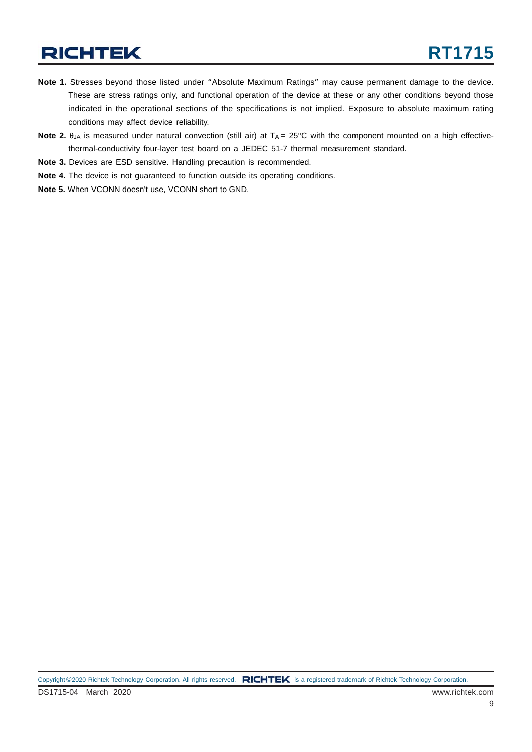**Note 1.** Stresses beyond those listed under "Absolute Maximum Ratings" may cause permanent damage to the device. These are stress ratings only, and functional operation of the device at these or any other conditions beyond those indicated in the operational sections of the specifications is not implied. Exposure to absolute maximum rating conditions may affect device reliability.

**Note 2.** $\theta_{JA}$ is measured under natural convection (still air) at $T_A$ = 25°C with the component mounted on a high effective-thermal-conductivity four-layer test board on a JEDEC 51-7 thermal measurement standard.

**Note 3.** Devices are ESD sensitive. Handling precaution is recommended.

**Note 4.** The device is not guaranteed to function outside its operating conditions.

**Note 5.** When VCONN doesn't use, VCONN short to GND.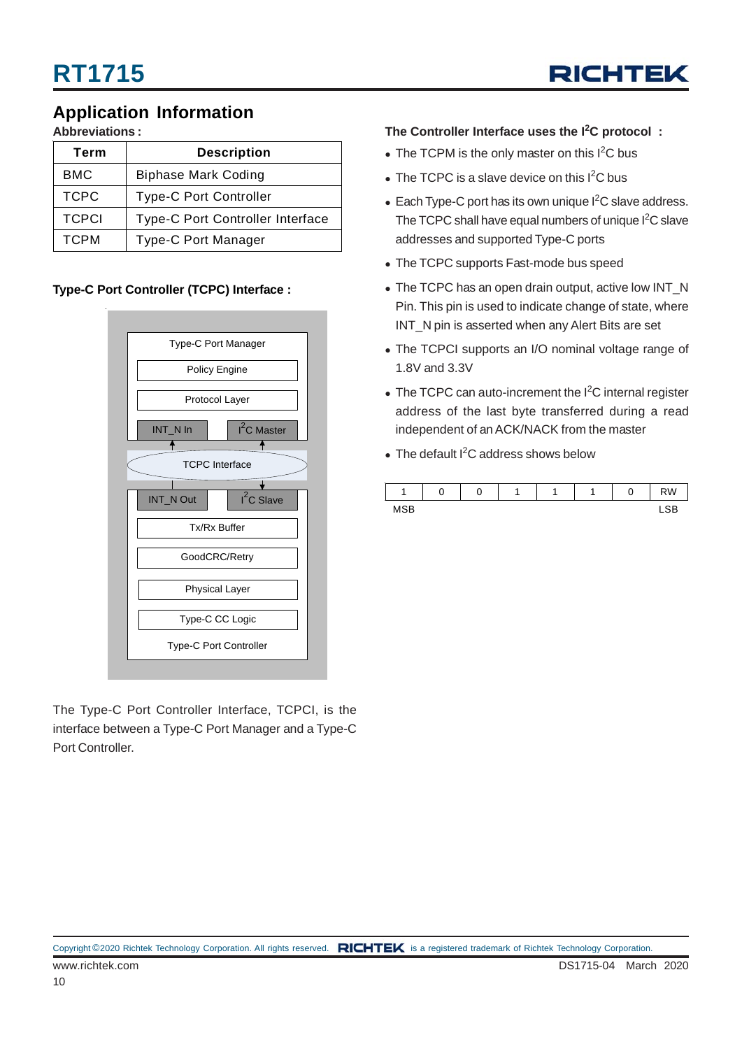## Application Information

**Abbreviations :**

| Term | Description |
|---|---|
| BMC | Biphase Mark Coding |
| TCPC | Type-C Port Controller |
| TCPCI | Type-C Port Controller Interface |
| TCPM | Type-C Port Manager |

**Type-C Port Controller (TCPC) Interface :**

Type-C Port Manager
Policy Engine
Protocol Layer
INT_N In
$I^2C$ Master
TCPC Interface
INT_N Out
$I^2C$ Slave
Tx/Rx Buffer
GoodCRC/Retry
Physical Layer
Type-C CC Logic
Type-C Port Controller

The Type-C Port Controller Interface, TCPCI, is the interface between a Type-C Port Manager and a Type-C Port Controller.

**The Controller Interface uses the $I^2C$ protocol :**

- The TCPM is the only master on this $I^2C$ bus
- The TCPC is a slave device on this $I^2C$ bus
- Each Type-C port has its own unique $I^2C$ slave address. The TCPC shall have equal numbers of unique $I^2C$ slave addresses and supported Type-C ports
- The TCPC supports Fast-mode bus speed
- The TCPC has an open drain output, active low INT_N Pin. This pin is used to indicate change of state, where INT_N pin is asserted when any Alert Bits are set
- The TCPCI supports an I/O nominal voltage range of 1.8V and 3.3V
- The TCPC can auto-increment the $I^2C$ internal register address of the last byte transferred during a read independent of an ACK/NACK from the master
- The default $I^2C$ address shows below

| 1 | 0 | 0 | 1 | 1 | 1 | 0 | RW |
|---|---|---|---|---|---|---|---|
| MSB | | | | | | | LSB |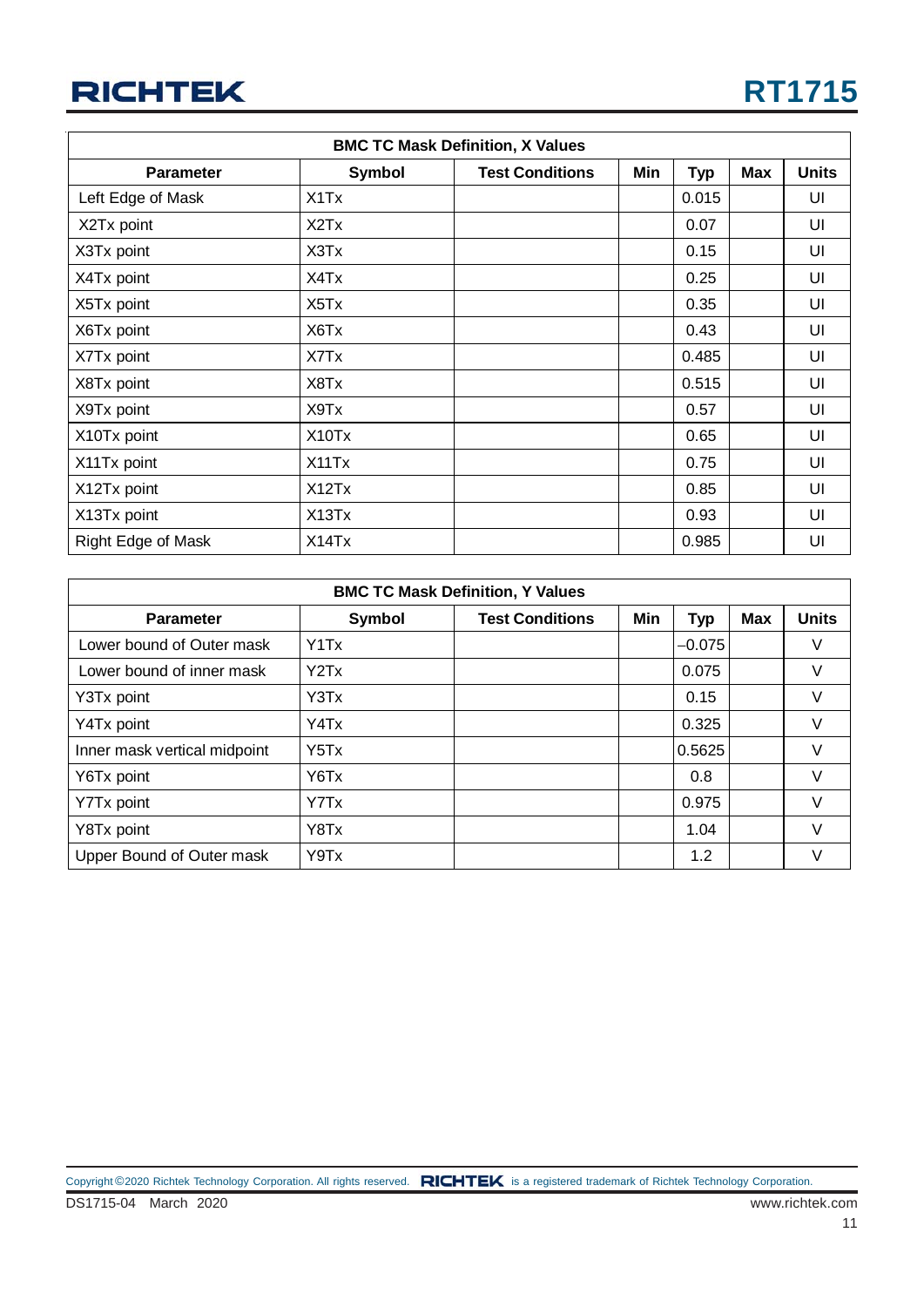| BMC TC Mask Definition, X Values | | | | | | |
|---|---|---|---|---|---|---|
| **Parameter** | **Symbol** | **Test Conditions** | **Min** | **Typ** | **Max** | **Units** |
| Left Edge of Mask | X1Tx | | | 0.015 | | UI |
| X2Tx point | X2Tx | | | 0.07 | | UI |
| X3Tx point | X3Tx | | | 0.15 | | UI |
| X4Tx point | X4Tx | | | 0.25 | | UI |
| X5Tx point | X5Tx | | | 0.35 | | UI |
| X6Tx point | X6Tx | | | 0.43 | | UI |
| X7Tx point | X7Tx | | | 0.485 | | UI |
| X8Tx point | X8Tx | | | 0.515 | | UI |
| X9Tx point | X9Tx | | | 0.57 | | UI |
| X10Tx point | X10Tx | | | 0.65 | | UI |
| X11Tx point | X11Tx | | | 0.75 | | UI |
| X12Tx point | X12Tx | | | 0.85 | | UI |
| X13Tx point | X13Tx | | | 0.93 | | UI |
| Right Edge of Mask | X14Tx | | | 0.985 | | UI |

| BMC TC Mask Definition, Y Values | | | | | | |
|---|---|---|---|---|---|---|
| **Parameter** | **Symbol** | **Test Conditions** | **Min** | **Typ** | **Max** | **Units** |
| Lower bound of Outer mask | Y1Tx | | | −0.075 | | V |
| Lower bound of inner mask | Y2Tx | | | 0.075 | | V |
| Y3Tx point | Y3Tx | | | 0.15 | | V |
| Y4Tx point | Y4Tx | | | 0.325 | | V |
| Inner mask vertical midpoint | Y5Tx | | | 0.5625 | | V |
| Y6Tx point | Y6Tx | | | 0.8 | | V |
| Y7Tx point | Y7Tx | | | 0.975 | | V |
| Y8Tx point | Y8Tx | | | 1.04 | | V |
| Upper Bound of Outer mask | Y9Tx | | | 1.2 | | V |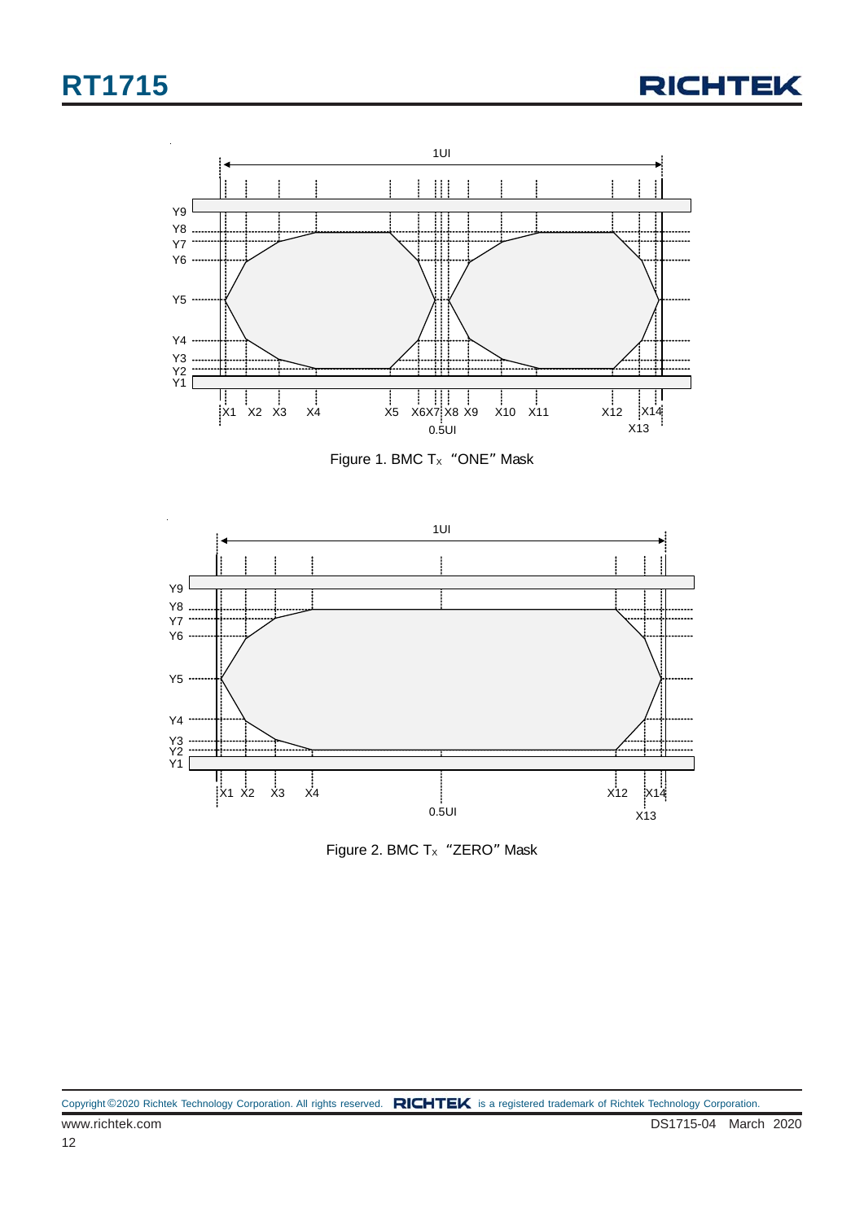Figure 1. BMC $T_X$ "ONE" Mask

Figure 2. BMC $T_X$ "ZERO" Mask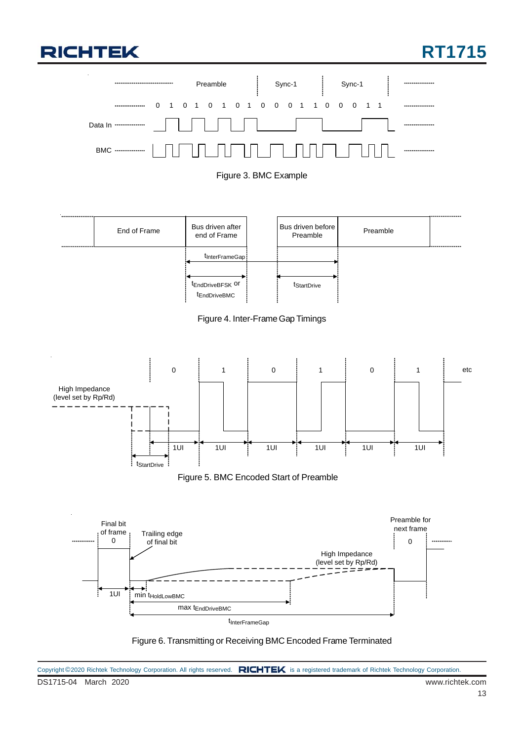Preamble | Sync-1 | Sync-1

0 1 0 1 0 1 0 1 0 0 0 1 1 0 0 0 1 1

Data In

BMC

Figure 3. BMC Example

End of Frame | Bus driven after end of Frame | Bus driven before Preamble | Preamble

$t_{InterFrameGap}$

$t_{EndDriveBFSK}$ or $t_{EndDriveBMC}$

$t_{StartDrive}$

Figure 4. Inter-Frame Gap Timings

0 1 0 1 0 1 etc

High Impedance (level set by Rp/Rd)

1UI 1UI 1UI 1UI 1UI 1UI

$t_{StartDrive}$

Figure 5. BMC Encoded Start of Preamble

Final bit of frame 0

Trailing edge of final bit

Preamble for next frame 0

High Impedance (level set by Rp/Rd)

1UI

min $t_{HoldLowBMC}$

max $t_{EndDriveBMC}$

$t_{InterFrameGap}$

Figure 6. Transmitting or Receiving BMC Encoded Frame Terminated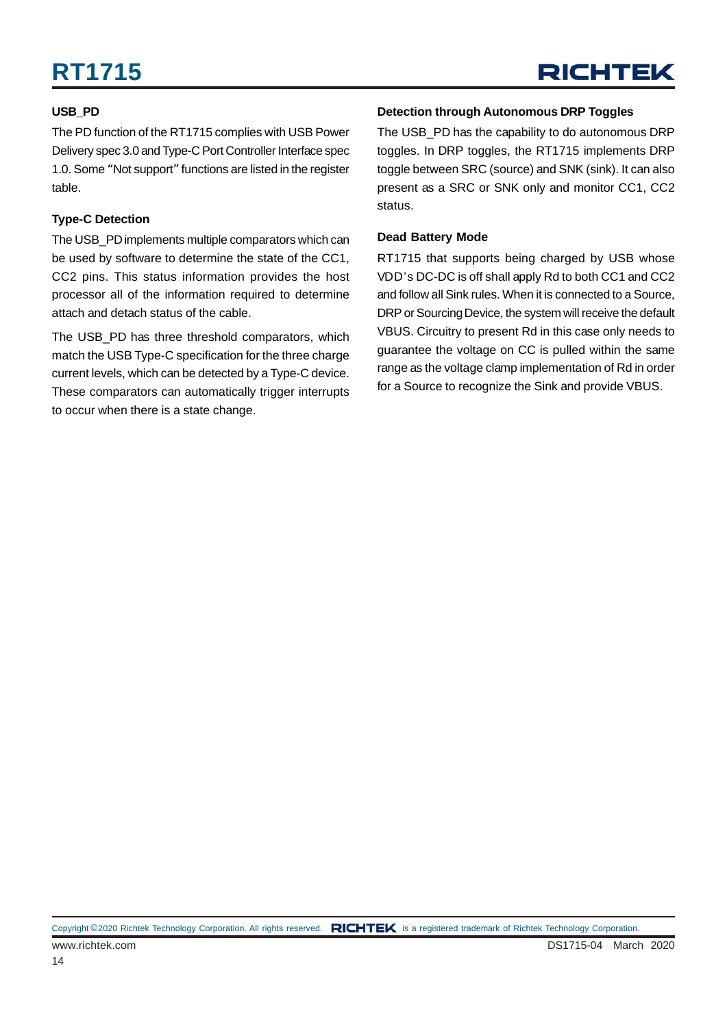### USB_PD

The PD function of the RT1715 complies with USB Power Delivery spec 3.0 and Type-C Port Controller Interface spec 1.0. Some "Not support" functions are listed in the register table.

### Type-C Detection

The USB_PD implements multiple comparators which can be used by software to determine the state of the CC1, CC2 pins. This status information provides the host processor all of the information required to determine attach and detach status of the cable.

The USB_PD has three threshold comparators, which match the USB Type-C specification for the three charge current levels, which can be detected by a Type-C device. These comparators can automatically trigger interrupts to occur when there is a state change.

### Detection through Autonomous DRP Toggles

The USB_PD has the capability to do autonomous DRP toggles. In DRP toggles, the RT1715 implements DRP toggle between SRC (source) and SNK (sink). It can also present as a SRC or SNK only and monitor CC1, CC2 status.

### Dead Battery Mode

RT1715 that supports being charged by USB whose VDD's DC-DC is off shall apply Rd to both CC1 and CC2 and follow all Sink rules. When it is connected to a Source, DRP or Sourcing Device, the system will receive the default VBUS. Circuitry to present Rd in this case only needs to guarantee the voltage on CC is pulled within the same range as the voltage clamp implementation of Rd in order for a Source to recognize the Sink and provide VBUS.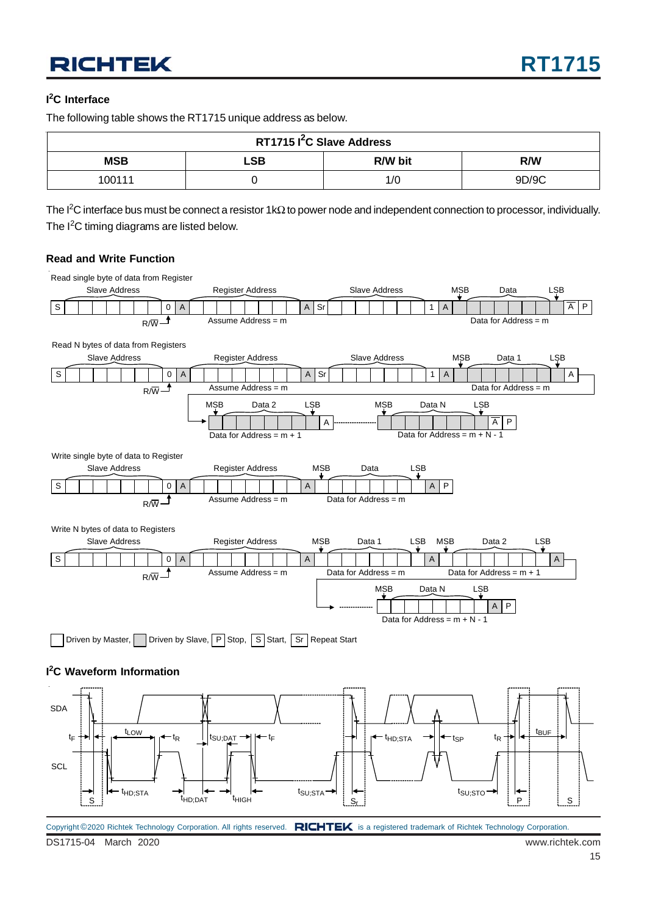### I²C Interface

The following table shows the RT1715 unique address as below.

| RT1715 I²C Slave Address | | | |
|---|---|---|---|
| **MSB** | **LSB** | **R/W bit** | **R/W** |
| 100111 | 0 | 1/0 | 9D/9C |

The I²C interface bus must be connect a resistor 1kΩ to power node and independent connection to processor, individually. The I²C timing diagrams are listed below.

### Read and Write Function

Read single byte of data from Register

Slave Address | Register Address | Slave Address | MSB Data LSB

S | 0 | A | | A | Sr | | 1 | A | | $\overline{A}$ | P

R/$\overline{W}$ Assume Address = m Data for Address = m

Read N bytes of data from Registers

Slave Address | Register Address | Slave Address | MSB Data 1 LSB

S | 0 | A | | A | Sr | | 1 | A | | A

R/$\overline{W}$ Assume Address = m Data for Address = m

MSB Data 2 LSB | A | MSB Data N LSB | $\overline{A}$ | P

Data for Address = m + 1 Data for Address = m + N - 1

Write single byte of data to Register

Slave Address | Register Address | MSB Data LSB

S | 0 | A | | A | | A | P

R/$\overline{W}$ Assume Address = m Data for Address = m

Write N bytes of data to Registers

Slave Address | Register Address | MSB Data 1 LSB | MSB Data 2 LSB

S | 0 | A | | A | | A | | A

R/$\overline{W}$ Assume Address = m Data for Address = m Data for Address = m + 1

MSB Data N LSB | A | P

Data for Address = m + N - 1

Driven by Master, Driven by Slave, P Stop, S Start, Sr Repeat Start

### I²C Waveform Information

SDA, SCL, $t_F$, $t_{LOW}$, $t_R$, $t_{SU;DAT}$, $t_F$, $t_{HD;STA}$, $t_{SP}$, $t_R$, $t_{BUF}$, $t_{HD;STA}$, $t_{HD;DAT}$, $t_{HIGH}$, $t_{SU;STA}$, $t_{SU;STO}$, S, $S_r$, P, S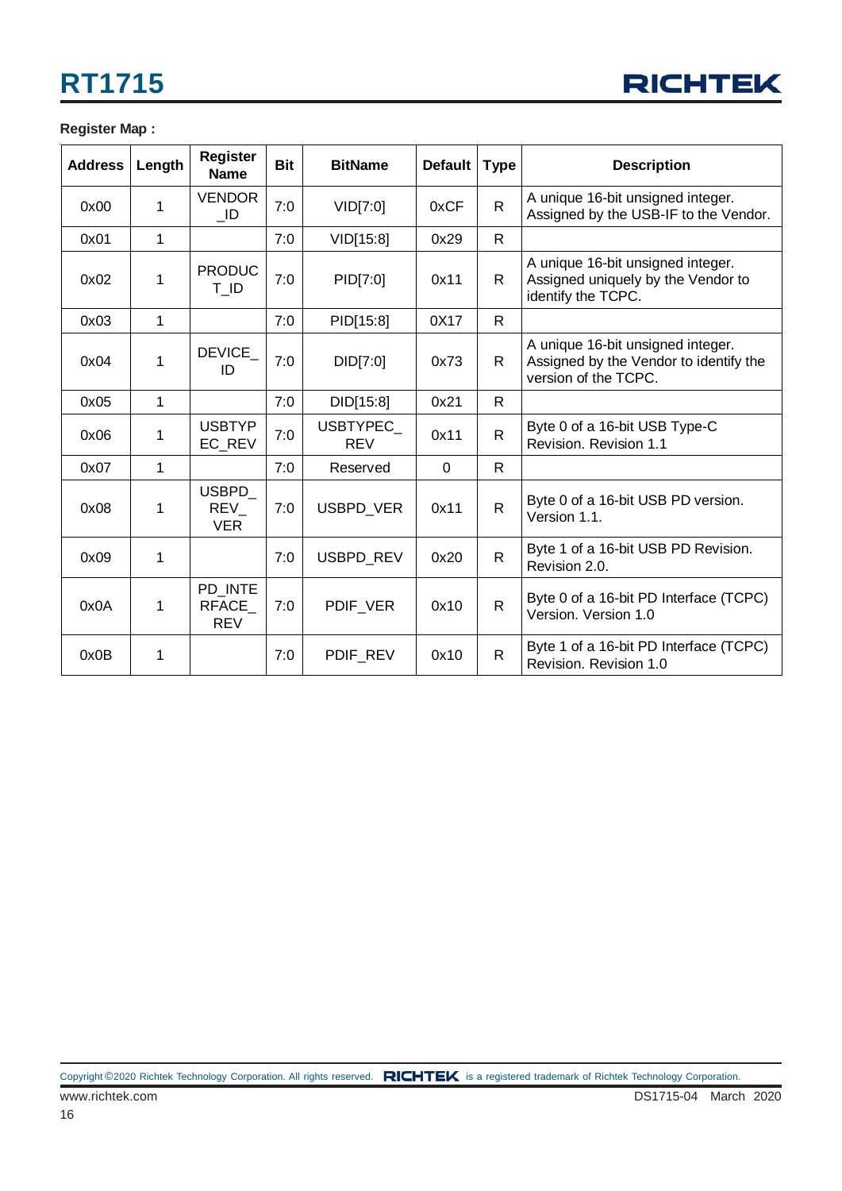**Register Map :**

| Address | Length | Register Name | Bit | BitName | Default | Type | Description |
|---|---|---|---|---|---|---|---|
| 0x00 | 1 | VENDOR_ID | 7:0 | VID[7:0] | 0xCF | R | A unique 16-bit unsigned integer. Assigned by the USB-IF to the Vendor. |
| 0x01 | 1 | | 7:0 | VID[15:8] | 0x29 | R | |
| 0x02 | 1 | PRODUCT_ID | 7:0 | PID[7:0] | 0x11 | R | A unique 16-bit unsigned integer. Assigned uniquely by the Vendor to identify the TCPC. |
| 0x03 | 1 | | 7:0 | PID[15:8] | 0X17 | R | |
| 0x04 | 1 | DEVICE_ID | 7:0 | DID[7:0] | 0x73 | R | A unique 16-bit unsigned integer. Assigned by the Vendor to identify the version of the TCPC. |
| 0x05 | 1 | | 7:0 | DID[15:8] | 0x21 | R | |
| 0x06 | 1 | USBTYPEC_REV | 7:0 | USBTYPEC_REV | 0x11 | R | Byte 0 of a 16-bit USB Type-C Revision. Revision 1.1 |
| 0x07 | 1 | | 7:0 | Reserved | 0 | R | |
| 0x08 | 1 | USBPD_REV_VER | 7:0 | USBPD_VER | 0x11 | R | Byte 0 of a 16-bit USB PD version. Version 1.1. |
| 0x09 | 1 | | 7:0 | USBPD_REV | 0x20 | R | Byte 1 of a 16-bit USB PD Revision. Revision 2.0. |
| 0x0A | 1 | PD_INTERFACE_REV | 7:0 | PDIF_VER | 0x10 | R | Byte 0 of a 16-bit PD Interface (TCPC) Version. Version 1.0 |
| 0x0B | 1 | | 7:0 | PDIF_REV | 0x10 | R | Byte 1 of a 16-bit PD Interface (TCPC) Revision. Revision 1.0 |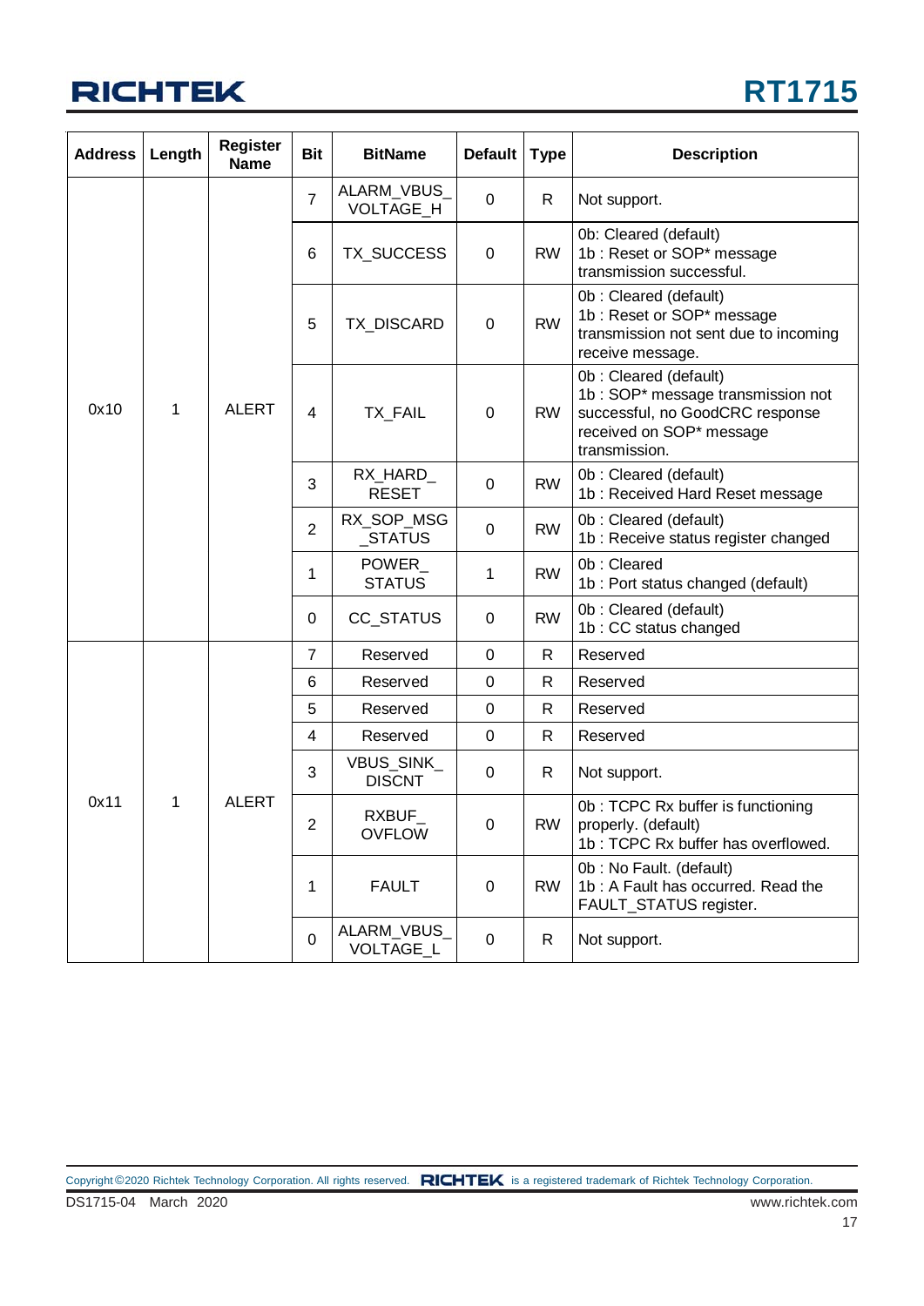| Address | Length | Register Name | Bit | BitName | Default | Type | Description |
|---|---|---|---|---|---|---|---|
| 0x10 | 1 | ALERT | 7 | ALARM_VBUS_VOLTAGE_H | 0 | R | Not support. |
| | | | 6 | TX_SUCCESS | 0 | RW | 0b: Cleared (default)<br>1b : Reset or SOP* message transmission successful. |
| | | | 5 | TX_DISCARD | 0 | RW | 0b : Cleared (default)<br>1b : Reset or SOP* message transmission not sent due to incoming receive message. |
| | | | 4 | TX_FAIL | 0 | RW | 0b : Cleared (default)<br>1b : SOP* message transmission not successful, no GoodCRC response received on SOP* message transmission. |
| | | | 3 | RX_HARD_RESET | 0 | RW | 0b : Cleared (default)<br>1b : Received Hard Reset message |
| | | | 2 | RX_SOP_MSG_STATUS | 0 | RW | 0b : Cleared (default)<br>1b : Receive status register changed |
| | | | 1 | POWER_STATUS | 1 | RW | 0b : Cleared<br>1b : Port status changed (default) |
| | | | 0 | CC_STATUS | 0 | RW | 0b : Cleared (default)<br>1b : CC status changed |
| 0x11 | 1 | ALERT | 7 | Reserved | 0 | R | Reserved |
| | | | 6 | Reserved | 0 | R | Reserved |
| | | | 5 | Reserved | 0 | R | Reserved |
| | | | 4 | Reserved | 0 | R | Reserved |
| | | | 3 | VBUS_SINK_DISCNT | 0 | R | Not support. |
| | | | 2 | RXBUF_OVFLOW | 0 | RW | 0b : TCPC Rx buffer is functioning properly. (default)<br>1b : TCPC Rx buffer has overflowed. |
| | | | 1 | FAULT | 0 | RW | 0b : No Fault. (default)<br>1b : A Fault has occurred. Read the FAULT_STATUS register. |
| | | | 0 | ALARM_VBUS_VOLTAGE_L | 0 | R | Not support. |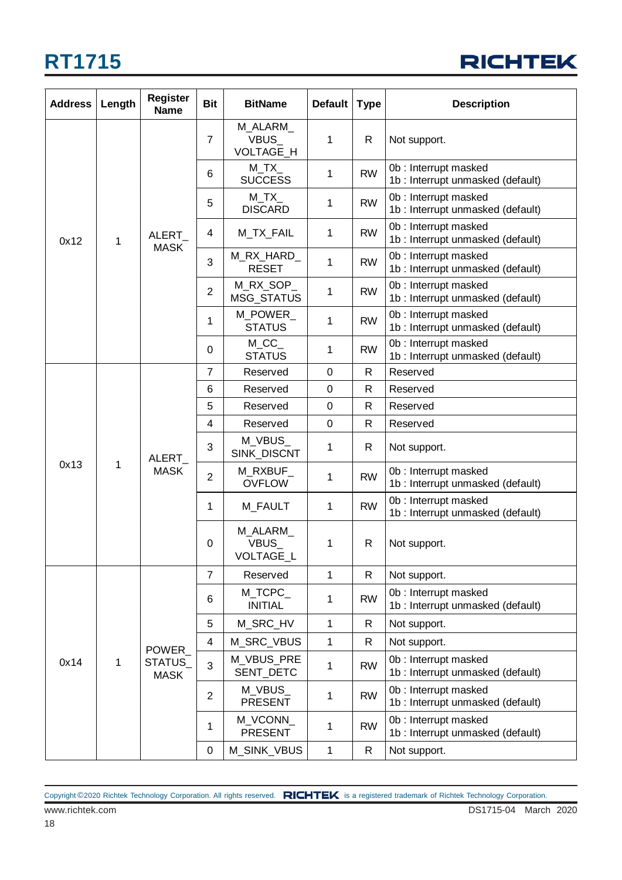| Address | Length | Register Name | Bit | BitName | Default | Type | Description |
|---|---|---|---|---|---|---|---|
| 0x12 | 1 | ALERT_MASK | 7 | M_ALARM_VBUS_VOLTAGE_H | 1 | R | Not support. |
| | | | 6 | M_TX_SUCCESS | 1 | RW | 0b : Interrupt masked<br>1b : Interrupt unmasked (default) |
| | | | 5 | M_TX_DISCARD | 1 | RW | 0b : Interrupt masked<br>1b : Interrupt unmasked (default) |
| | | | 4 | M_TX_FAIL | 1 | RW | 0b : Interrupt masked<br>1b : Interrupt unmasked (default) |
| | | | 3 | M_RX_HARD_RESET | 1 | RW | 0b : Interrupt masked<br>1b : Interrupt unmasked (default) |
| | | | 2 | M_RX_SOP_MSG_STATUS | 1 | RW | 0b : Interrupt masked<br>1b : Interrupt unmasked (default) |
| | | | 1 | M_POWER_STATUS | 1 | RW | 0b : Interrupt masked<br>1b : Interrupt unmasked (default) |
| | | | 0 | M_CC_STATUS | 1 | RW | 0b : Interrupt masked<br>1b : Interrupt unmasked (default) |
| 0x13 | 1 | ALERT_MASK | 7 | Reserved | 0 | R | Reserved |
| | | | 6 | Reserved | 0 | R | Reserved |
| | | | 5 | Reserved | 0 | R | Reserved |
| | | | 4 | Reserved | 0 | R | Reserved |
| | | | 3 | M_VBUS_SINK_DISCNT | 1 | R | Not support. |
| | | | 2 | M_RXBUF_OVFLOW | 1 | RW | 0b : Interrupt masked<br>1b : Interrupt unmasked (default) |
| | | | 1 | M_FAULT | 1 | RW | 0b : Interrupt masked<br>1b : Interrupt unmasked (default) |
| | | | 0 | M_ALARM_VBUS_VOLTAGE_L | 1 | R | Not support. |
| 0x14 | 1 | POWER_STATUS_MASK | 7 | Reserved | 1 | R | Not support. |
| | | | 6 | M_TCPC_INITIAL | 1 | RW | 0b : Interrupt masked<br>1b : Interrupt unmasked (default) |
| | | | 5 | M_SRC_HV | 1 | R | Not support. |
| | | | 4 | M_SRC_VBUS | 1 | R | Not support. |
| | | | 3 | M_VBUS_PRESENT_DETC | 1 | RW | 0b : Interrupt masked<br>1b : Interrupt unmasked (default) |
| | | | 2 | M_VBUS_PRESENT | 1 | RW | 0b : Interrupt masked<br>1b : Interrupt unmasked (default) |
| | | | 1 | M_VCONN_PRESENT | 1 | RW | 0b : Interrupt masked<br>1b : Interrupt unmasked (default) |
| | | | 0 | M_SINK_VBUS | 1 | R | Not support. |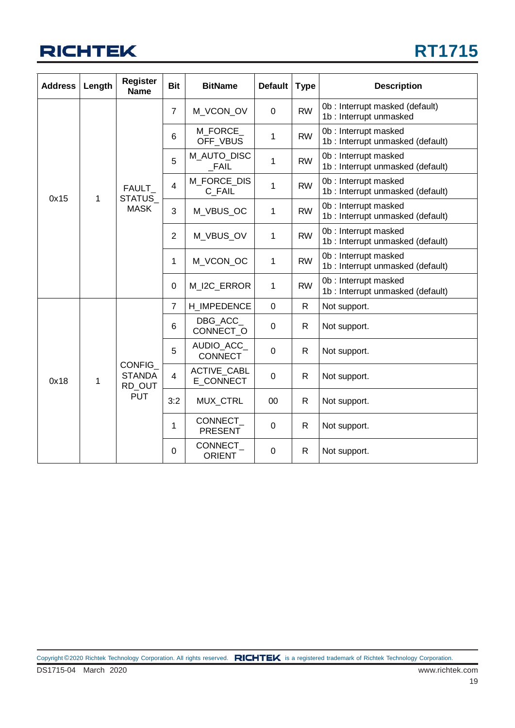| Address | Length | Register Name | Bit | BitName | Default | Type | Description |
|---|---|---|---|---|---|---|---|
| 0x15 | 1 | FAULT_STATUS_MASK | 7 | M_VCON_OV | 0 | RW | 0b : Interrupt masked (default)<br>1b : Interrupt unmasked |
| | | | 6 | M_FORCE_OFF_VBUS | 1 | RW | 0b : Interrupt masked<br>1b : Interrupt unmasked (default) |
| | | | 5 | M_AUTO_DISC_FAIL | 1 | RW | 0b : Interrupt masked<br>1b : Interrupt unmasked (default) |
| | | | 4 | M_FORCE_DISC_FAIL | 1 | RW | 0b : Interrupt masked<br>1b : Interrupt unmasked (default) |
| | | | 3 | M_VBUS_OC | 1 | RW | 0b : Interrupt masked<br>1b : Interrupt unmasked (default) |
| | | | 2 | M_VBUS_OV | 1 | RW | 0b : Interrupt masked<br>1b : Interrupt unmasked (default) |
| | | | 1 | M_VCON_OC | 1 | RW | 0b : Interrupt masked<br>1b : Interrupt unmasked (default) |
| | | | 0 | M_I2C_ERROR | 1 | RW | 0b : Interrupt masked<br>1b : Interrupt unmasked (default) |
| 0x18 | 1 | CONFIG_STANDARD_OUTPUT | 7 | H_IMPEDENCE | 0 | R | Not support. |
| | | | 6 | DBG_ACC_CONNECT_O | 0 | R | Not support. |
| | | | 5 | AUDIO_ACC_CONNECT | 0 | R | Not support. |
| | | | 4 | ACTIVE_CABLE_CONNECT | 0 | R | Not support. |
| | | | 3:2 | MUX_CTRL | 00 | R | Not support. |
| | | | 1 | CONNECT_PRESENT | 0 | R | Not support. |
| | | | 0 | CONNECT_ORIENT | 0 | R | Not support. |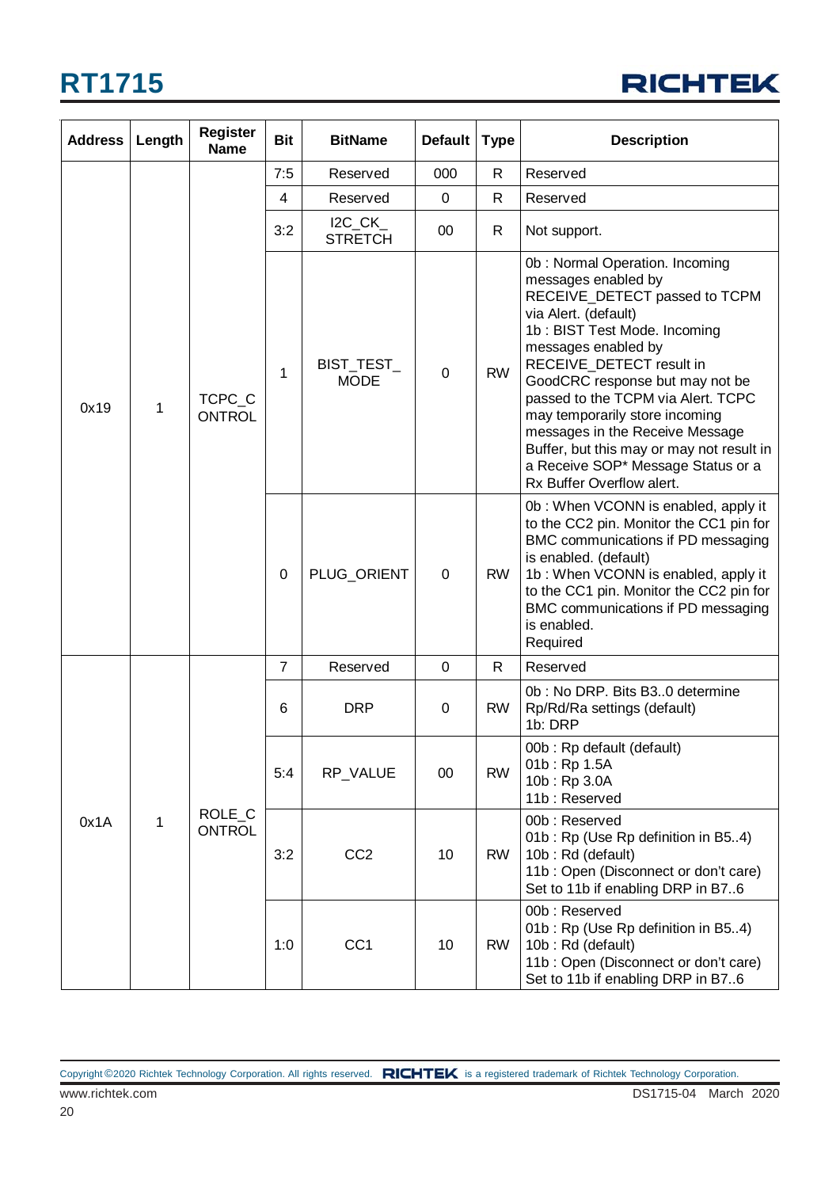| Address | Length | Register Name | Bit | BitName | Default | Type | Description |
|---|---|---|---|---|---|---|---|
| 0x19 | 1 | TCPC_CONTROL | 7:5 | Reserved | 000 | R | Reserved |
| | | | 4 | Reserved | 0 | R | Reserved |
| | | | 3:2 | I2C_CK_STRETCH | 00 | R | Not support. |
| | | | 1 | BIST_TEST_MODE | 0 | RW | 0b : Normal Operation. Incoming messages enabled by RECEIVE_DETECT passed to TCPM via Alert. (default)<br>1b : BIST Test Mode. Incoming messages enabled by RECEIVE_DETECT result in GoodCRC response but may not be passed to the TCPM via Alert. TCPC may temporarily store incoming messages in the Receive Message Buffer, but this may or may not result in a Receive SOP* Message Status or a Rx Buffer Overflow alert. |
| | | | 0 | PLUG_ORIENT | 0 | RW | 0b : When VCONN is enabled, apply it to the CC2 pin. Monitor the CC1 pin for BMC communications if PD messaging is enabled. (default)<br>1b : When VCONN is enabled, apply it to the CC1 pin. Monitor the CC2 pin for BMC communications if PD messaging is enabled.<br>Required |
| 0x1A | 1 | ROLE_CONTROL | 7 | Reserved | 0 | R | Reserved |
| | | | 6 | DRP | 0 | RW | 0b : No DRP. Bits B3..0 determine Rp/Rd/Ra settings (default)<br>1b: DRP |
| | | | 5:4 | RP_VALUE | 00 | RW | 00b : Rp default (default)<br>01b : Rp 1.5A<br>10b : Rp 3.0A<br>11b : Reserved |
| | | | 3:2 | CC2 | 10 | RW | 00b : Reserved<br>01b : Rp (Use Rp definition in B5..4)<br>10b : Rd (default)<br>11b : Open (Disconnect or don't care)<br>Set to 11b if enabling DRP in B7..6 |
| | | | 1:0 | CC1 | 10 | RW | 00b : Reserved<br>01b : Rp (Use Rp definition in B5..4)<br>10b : Rd (default)<br>11b : Open (Disconnect or don't care)<br>Set to 11b if enabling DRP in B7..6 |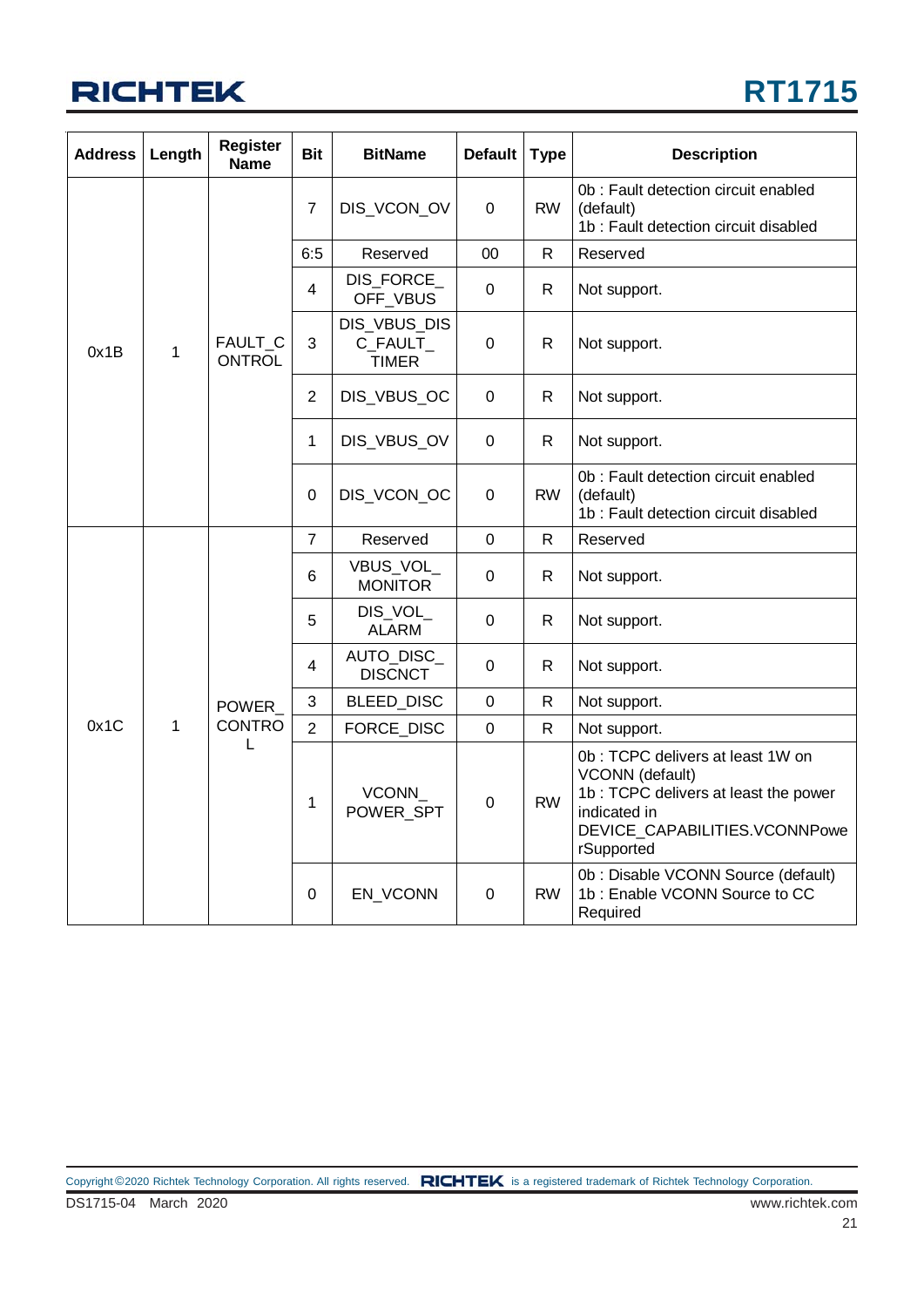| Address | Length | Register Name | Bit | BitName | Default | Type | Description |
|---|---|---|---|---|---|---|---|
| 0x1B | 1 | FAULT_CONTROL | 7 | DIS_VCON_OV | 0 | RW | 0b : Fault detection circuit enabled (default)<br>1b : Fault detection circuit disabled |
| | | | 6:5 | Reserved | 00 | R | Reserved |
| | | | 4 | DIS_FORCE_OFF_VBUS | 0 | R | Not support. |
| | | | 3 | DIS_VBUS_DISC_FAULT_TIMER | 0 | R | Not support. |
| | | | 2 | DIS_VBUS_OC | 0 | R | Not support. |
| | | | 1 | DIS_VBUS_OV | 0 | R | Not support. |
| | | | 0 | DIS_VCON_OC | 0 | RW | 0b : Fault detection circuit enabled (default)<br>1b : Fault detection circuit disabled |
| 0x1C | 1 | POWER_CONTROL | 7 | Reserved | 0 | R | Reserved |
| | | | 6 | VBUS_VOL_MONITOR | 0 | R | Not support. |
| | | | 5 | DIS_VOL_ALARM | 0 | R | Not support. |
| | | | 4 | AUTO_DISC_DISCNCT | 0 | R | Not support. |
| | | | 3 | BLEED_DISC | 0 | R | Not support. |
| | | | 2 | FORCE_DISC | 0 | R | Not support. |
| | | | 1 | VCONN_POWER_SPT | 0 | RW | 0b : TCPC delivers at least 1W on VCONN (default)<br>1b : TCPC delivers at least the power indicated in DEVICE_CAPABILITIES.VCONNPowerSupported |
| | | | 0 | EN_VCONN | 0 | RW | 0b : Disable VCONN Source (default)<br>1b : Enable VCONN Source to CC Required |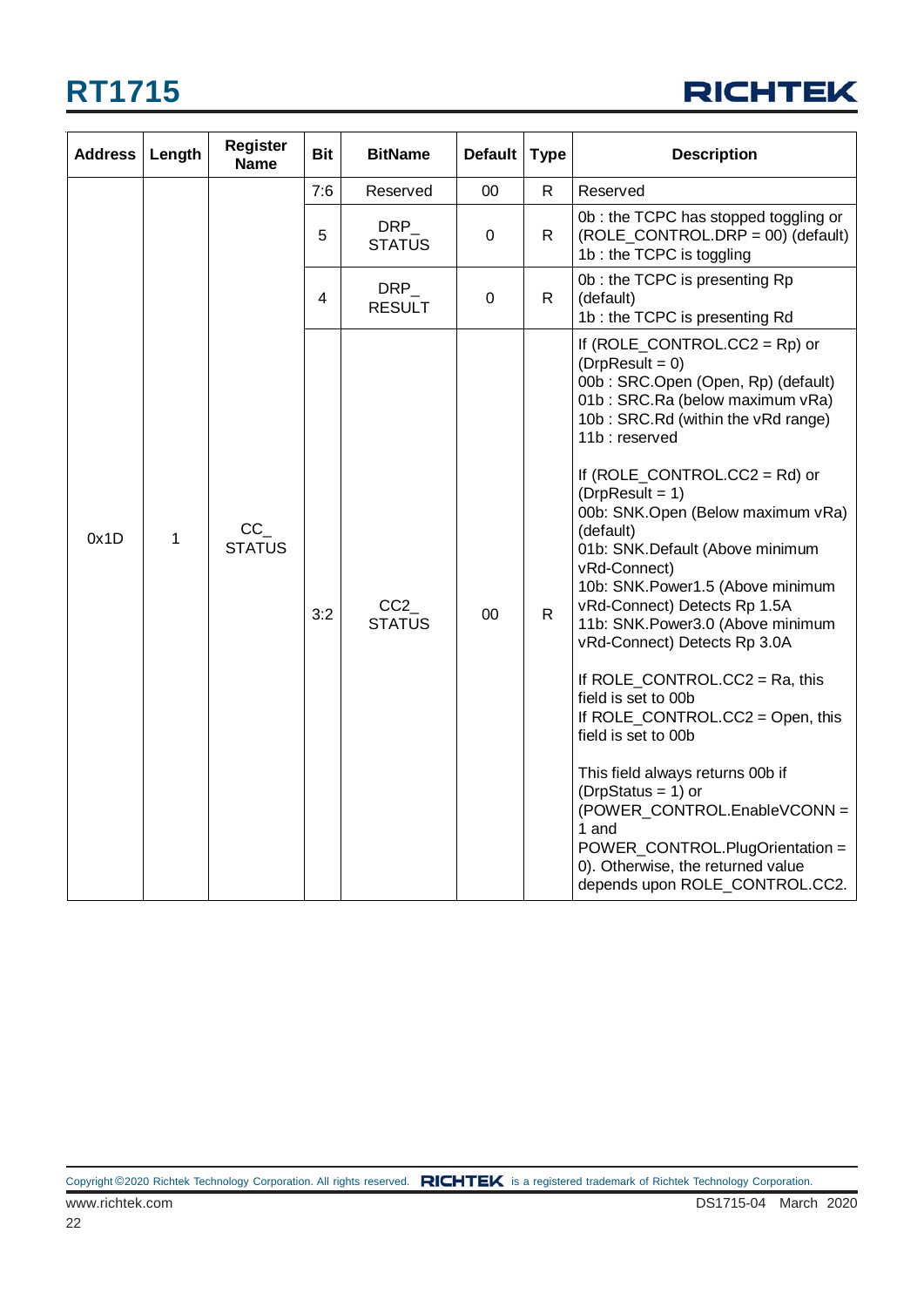| Address | Length | Register Name | Bit | BitName | Default | Type | Description |
|---|---|---|---|---|---|---|---|
| 0x1D | 1 | CC_STATUS | 7:6 | Reserved | 00 | R | Reserved |
| | | | 5 | DRP_STATUS | 0 | R | 0b : the TCPC has stopped toggling or (ROLE_CONTROL.DRP = 00) (default)<br>1b : the TCPC is toggling |
| | | | 4 | DRP_RESULT | 0 | R | 0b : the TCPC is presenting Rp (default)<br>1b : the TCPC is presenting Rd |
| | | | 3:2 | CC2_STATUS | 00 | R | If (ROLE_CONTROL.CC2 = Rp) or (DrpResult = 0)<br>00b : SRC.Open (Open, Rp) (default)<br>01b : SRC.Ra (below maximum vRa)<br>10b : SRC.Rd (within the vRd range)<br>11b : reserved<br><br>If (ROLE_CONTROL.CC2 = Rd) or (DrpResult = 1)<br>00b: SNK.Open (Below maximum vRa) (default)<br>01b: SNK.Default (Above minimum vRd-Connect)<br>10b: SNK.Power1.5 (Above minimum vRd-Connect) Detects Rp 1.5A<br>11b: SNK.Power3.0 (Above minimum vRd-Connect) Detects Rp 3.0A<br><br>If ROLE_CONTROL.CC2 = Ra, this field is set to 00b<br>If ROLE_CONTROL.CC2 = Open, this field is set to 00b<br><br>This field always returns 00b if (DrpStatus = 1) or (POWER_CONTROL.EnableVCONN = 1 and POWER_CONTROL.PlugOrientation = 0). Otherwise, the returned value depends upon ROLE_CONTROL.CC2. |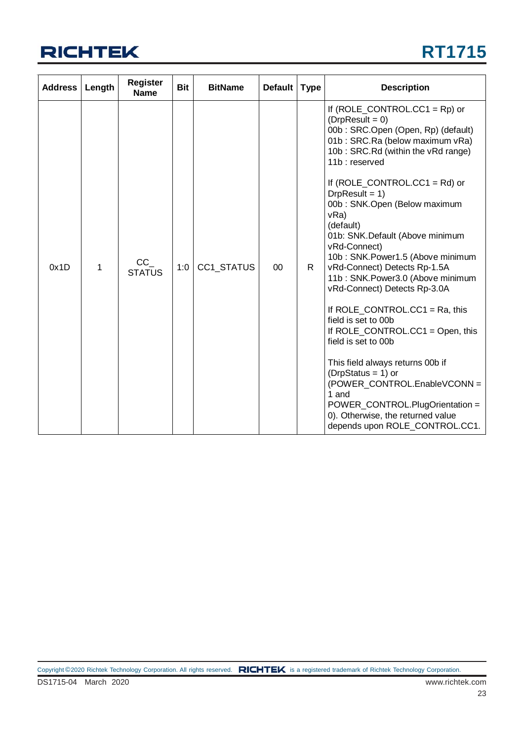| Address | Length | Register Name | Bit | BitName | Default | Type | Description |
|---|---|---|---|---|---|---|---|
| 0x1D | 1 | CC_STATUS | 1:0 | CC1_STATUS | 00 | R | If (ROLE_CONTROL.CC1 = Rp) or (DrpResult = 0)<br>00b : SRC.Open (Open, Rp) (default)<br>01b : SRC.Ra (below maximum vRa)<br>10b : SRC.Rd (within the vRd range)<br>11b : reserved<br><br>If (ROLE_CONTROL.CC1 = Rd) or DrpResult = 1)<br>00b : SNK.Open (Below maximum vRa)<br>(default)<br>01b: SNK.Default (Above minimum vRd-Connect)<br>10b : SNK.Power1.5 (Above minimum vRd-Connect) Detects Rp-1.5A<br>11b : SNK.Power3.0 (Above minimum vRd-Connect) Detects Rp-3.0A<br><br>If ROLE_CONTROL.CC1 = Ra, this field is set to 00b<br>If ROLE_CONTROL.CC1 = Open, this field is set to 00b<br><br>This field always returns 00b if (DrpStatus = 1) or (POWER_CONTROL.EnableVCONN = 1 and POWER_CONTROL.PlugOrientation = 0). Otherwise, the returned value depends upon ROLE_CONTROL.CC1. |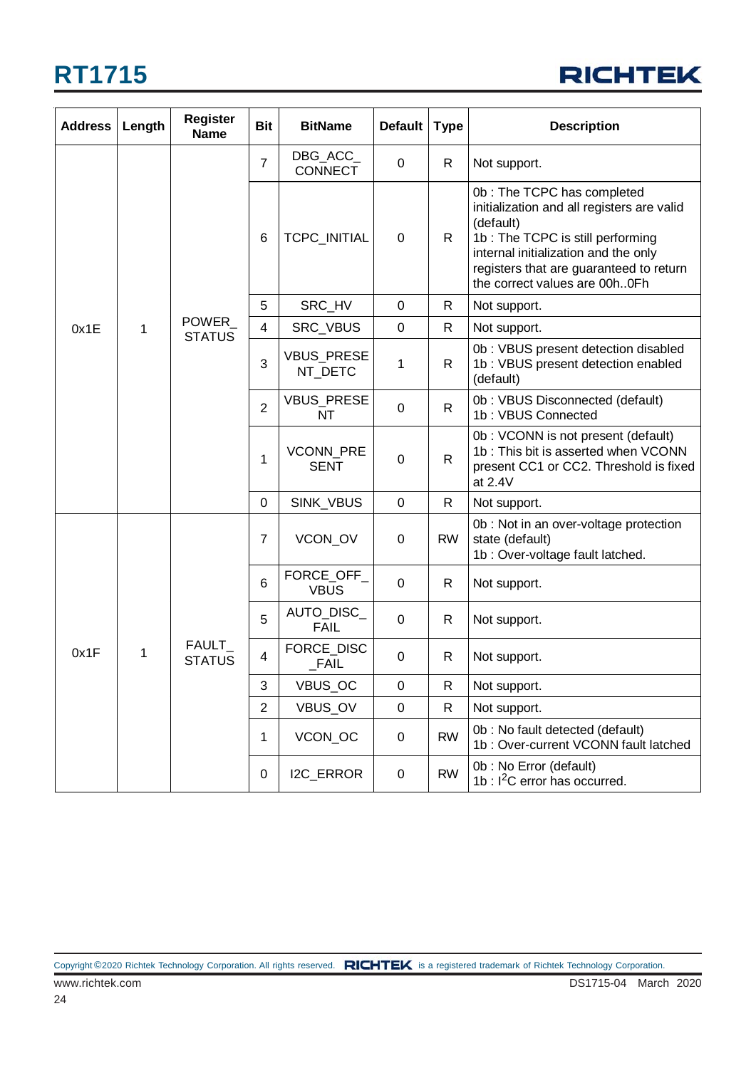| Address | Length | Register Name | Bit | BitName | Default | Type | Description |
|---|---|---|---|---|---|---|---|
| 0x1E | 1 | POWER_STATUS | 7 | DBG_ACC_CONNECT | 0 | R | Not support. |
| | | | 6 | TCPC_INITIAL | 0 | R | 0b : The TCPC has completed initialization and all registers are valid (default)<br>1b : The TCPC is still performing internal initialization and the only registers that are guaranteed to return the correct values are 00h..0Fh |
| | | | 5 | SRC_HV | 0 | R | Not support. |
| | | | 4 | SRC_VBUS | 0 | R | Not support. |
| | | | 3 | VBUS_PRESENT_DETC | 1 | R | 0b : VBUS present detection disabled<br>1b : VBUS present detection enabled (default) |
| | | | 2 | VBUS_PRESENT | 0 | R | 0b : VBUS Disconnected (default)<br>1b : VBUS Connected |
| | | | 1 | VCONN_PRESENT | 0 | R | 0b : VCONN is not present (default)<br>1b : This bit is asserted when VCONN present CC1 or CC2. Threshold is fixed at 2.4V |
| | | | 0 | SINK_VBUS | 0 | R | Not support. |
| 0x1F | 1 | FAULT_STATUS | 7 | VCON_OV | 0 | RW | 0b : Not in an over-voltage protection state (default)<br>1b : Over-voltage fault latched. |
| | | | 6 | FORCE_OFF_VBUS | 0 | R | Not support. |
| | | | 5 | AUTO_DISC_FAIL | 0 | R | Not support. |
| | | | 4 | FORCE_DISC_FAIL | 0 | R | Not support. |
| | | | 3 | VBUS_OC | 0 | R | Not support. |
| | | | 2 | VBUS_OV | 0 | R | Not support. |
| | | | 1 | VCON_OC | 0 | RW | 0b : No fault detected (default)<br>1b : Over-current VCONN fault latched |
| | | | 0 | I2C_ERROR | 0 | RW | 0b : No Error (default)<br>1b : $I^2C$ error has occurred. |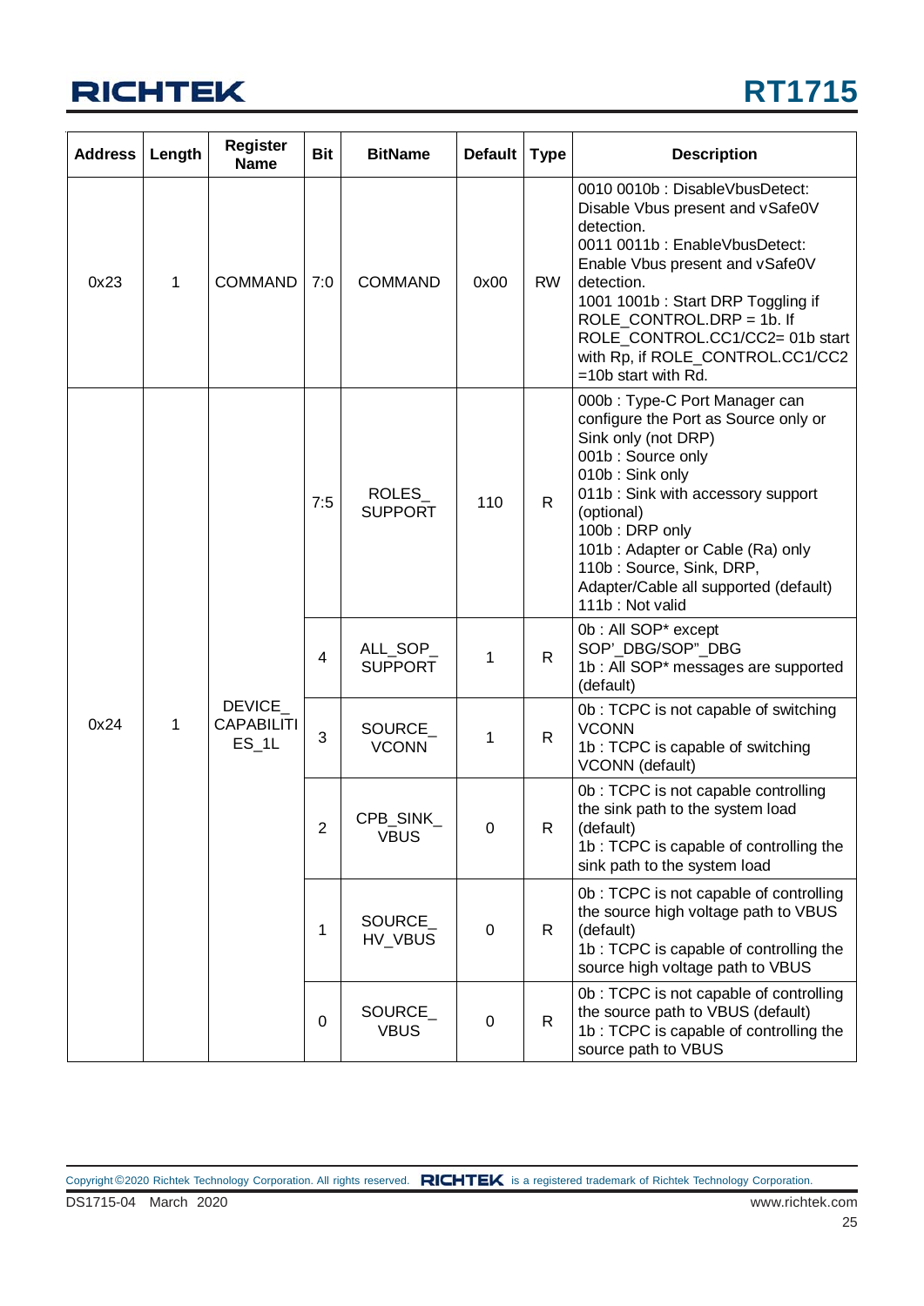| Address | Length | Register Name | Bit | BitName | Default | Type | Description |
|---|---|---|---|---|---|---|---|
| 0x23 | 1 | COMMAND | 7:0 | COMMAND | 0x00 | RW | 0010 0010b : DisableVbusDetect: Disable Vbus present and vSafe0V detection.<br>0011 0011b : EnableVbusDetect: Enable Vbus present and vSafe0V detection.<br>1001 1001b : Start DRP Toggling if ROLE_CONTROL.DRP = 1b. If ROLE_CONTROL.CC1/CC2= 01b start with Rp, if ROLE_CONTROL.CC1/CC2 =10b start with Rd. |
| 0x24 | 1 | DEVICE_CAPABILITIES_1L | 7:5 | ROLES_SUPPORT | 110 | R | 000b : Type-C Port Manager can configure the Port as Source only or Sink only (not DRP)<br>001b : Source only<br>010b : Sink only<br>011b : Sink with accessory support (optional)<br>100b : DRP only<br>101b : Adapter or Cable (Ra) only<br>110b : Source, Sink, DRP, Adapter/Cable all supported (default)<br>111b : Not valid |
| | | | 4 | ALL_SOP_SUPPORT | 1 | R | 0b : All SOP* except SOP'_DBG/SOP"_DBG<br>1b : All SOP* messages are supported (default) |
| | | | 3 | SOURCE_VCONN | 1 | R | 0b : TCPC is not capable of switching VCONN<br>1b : TCPC is capable of switching VCONN (default) |
| | | | 2 | CPB_SINK_VBUS | 0 | R | 0b : TCPC is not capable controlling the sink path to the system load (default)<br>1b : TCPC is capable of controlling the sink path to the system load |
| | | | 1 | SOURCE_HV_VBUS | 0 | R | 0b : TCPC is not capable of controlling the source high voltage path to VBUS (default)<br>1b : TCPC is capable of controlling the source high voltage path to VBUS |
| | | | 0 | SOURCE_VBUS | 0 | R | 0b : TCPC is not capable of controlling the source path to VBUS (default)<br>1b : TCPC is capable of controlling the source path to VBUS |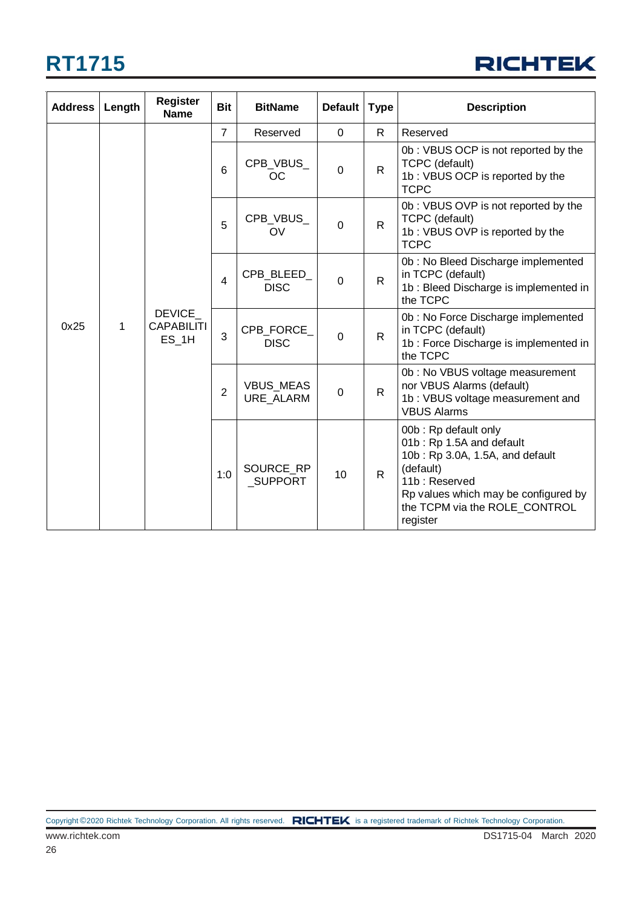| Address | Length | Register Name | Bit | BitName | Default | Type | Description |
|---|---|---|---|---|---|---|---|
| 0x25 | 1 | DEVICE_CAPABILITIES_1H | 7 | Reserved | 0 | R | Reserved |
| | | | 6 | CPB_VBUS_OC | 0 | R | 0b : VBUS OCP is not reported by the TCPC (default)<br>1b : VBUS OCP is reported by the TCPC |
| | | | 5 | CPB_VBUS_OV | 0 | R | 0b : VBUS OVP is not reported by the TCPC (default)<br>1b : VBUS OVP is reported by the TCPC |
| | | | 4 | CPB_BLEED_DISC | 0 | R | 0b : No Bleed Discharge implemented in TCPC (default)<br>1b : Bleed Discharge is implemented in the TCPC |
| | | | 3 | CPB_FORCE_DISC | 0 | R | 0b : No Force Discharge implemented in TCPC (default)<br>1b : Force Discharge is implemented in the TCPC |
| | | | 2 | VBUS_MEASURE_ALARM | 0 | R | 0b : No VBUS voltage measurement nor VBUS Alarms (default)<br>1b : VBUS voltage measurement and VBUS Alarms |
| | | | 1:0 | SOURCE_RP_SUPPORT | 10 | R | 00b : Rp default only<br>01b : Rp 1.5A and default<br>10b : Rp 3.0A, 1.5A, and default (default)<br>11b : Reserved<br>Rp values which may be configured by the TCPM via the ROLE_CONTROL register |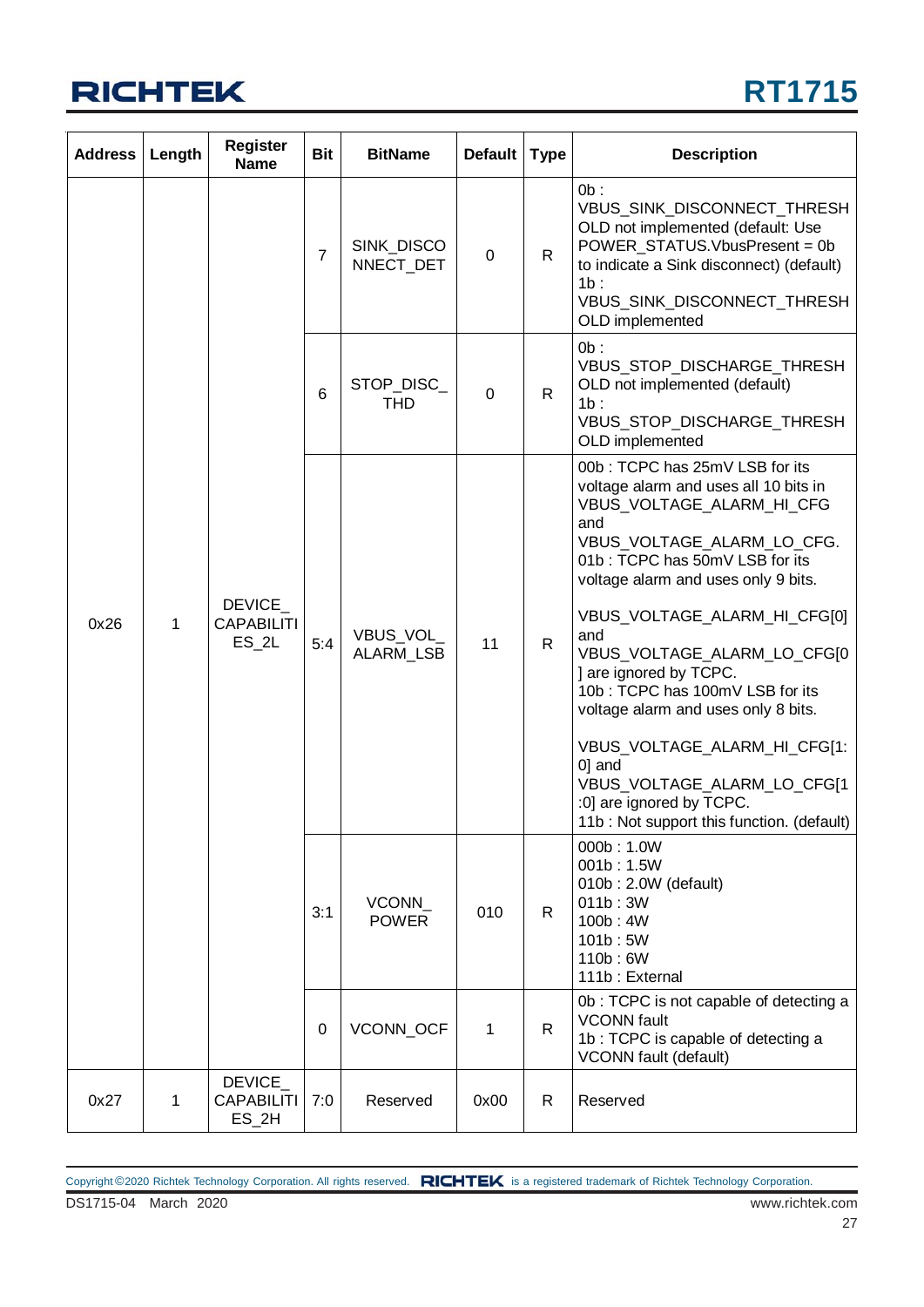| Address | Length | Register Name | Bit | BitName | Default | Type | Description |
|---|---|---|---|---|---|---|---|
| 0x26 | 1 | DEVICE_CAPABILITIES_2L | 7 | SINK_DISCONNECT_DET | 0 | R | 0b : VBUS_SINK_DISCONNECT_THRESHOLD not implemented (default: Use POWER_STATUS.VbusPresent = 0b to indicate a Sink disconnect) (default)<br>1b : VBUS_SINK_DISCONNECT_THRESHOLD implemented |
| | | | 6 | STOP_DISC_THD | 0 | R | 0b : VBUS_STOP_DISCHARGE_THRESHOLD not implemented (default)<br>1b : VBUS_STOP_DISCHARGE_THRESHOLD implemented |
| | | | 5:4 | VBUS_VOL_ALARM_LSB | 11 | R | 00b : TCPC has 25mV LSB for its voltage alarm and uses all 10 bits in VBUS_VOLTAGE_ALARM_HI_CFG and VBUS_VOLTAGE_ALARM_LO_CFG.<br>01b : TCPC has 50mV LSB for its voltage alarm and uses only 9 bits.<br><br>VBUS_VOLTAGE_ALARM_HI_CFG[0] and VBUS_VOLTAGE_ALARM_LO_CFG[0] are ignored by TCPC.<br>10b : TCPC has 100mV LSB for its voltage alarm and uses only 8 bits.<br><br>VBUS_VOLTAGE_ALARM_HI_CFG[1:0] and VBUS_VOLTAGE_ALARM_LO_CFG[1:0] are ignored by TCPC.<br>11b : Not support this function. (default) |
| | | | 3:1 | VCONN_POWER | 010 | R | 000b : 1.0W<br>001b : 1.5W<br>010b : 2.0W (default)<br>011b : 3W<br>100b : 4W<br>101b : 5W<br>110b : 6W<br>111b : External |
| | | | 0 | VCONN_OCF | 1 | R | 0b : TCPC is not capable of detecting a VCONN fault<br>1b : TCPC is capable of detecting a VCONN fault (default) |
| 0x27 | 1 | DEVICE_CAPABILITIES_2H | 7:0 | Reserved | 0x00 | R | Reserved |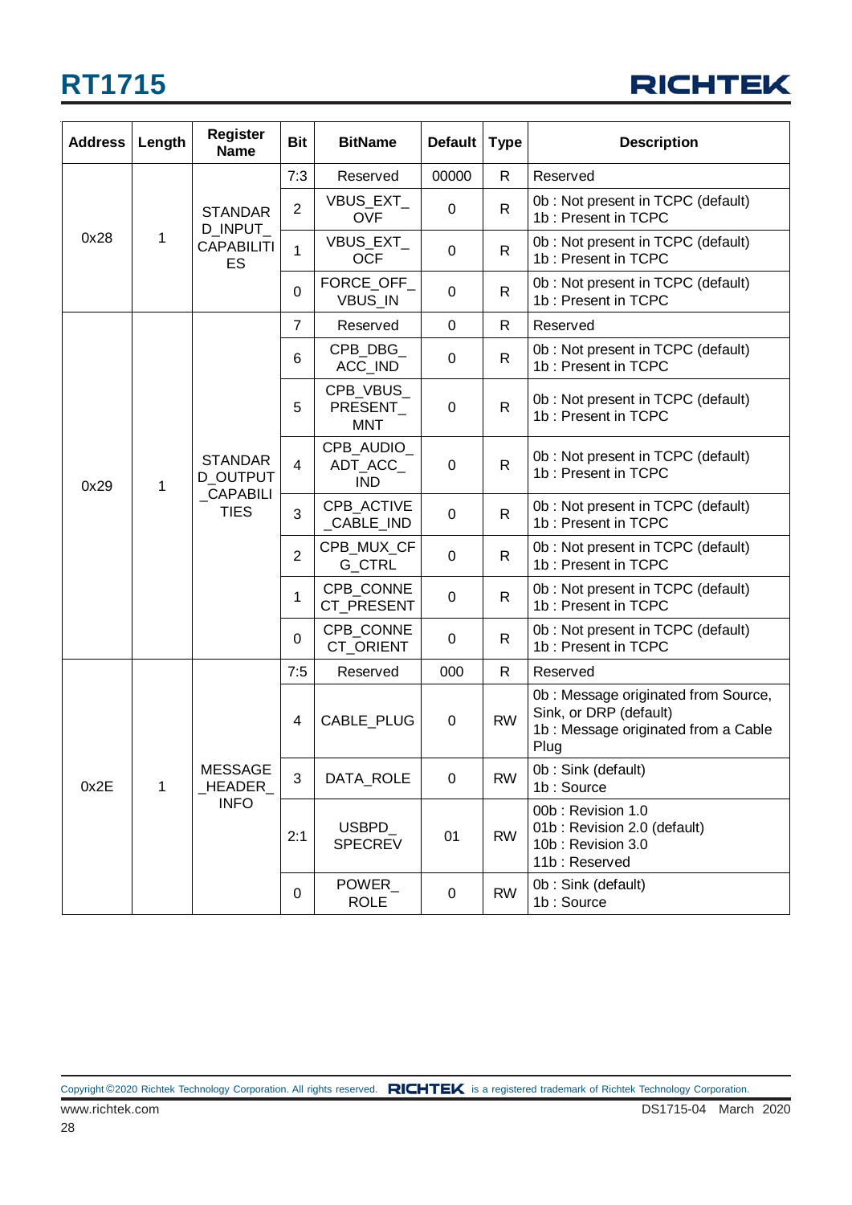| Address | Length | Register Name | Bit | BitName | Default | Type | Description |
|---|---|---|---|---|---|---|---|
| 0x28 | 1 | STANDARD_INPUT_CAPABILITIES | 7:3 | Reserved | 00000 | R | Reserved |
| | | | 2 | VBUS_EXT_OVF | 0 | R | 0b : Not present in TCPC (default)<br>1b : Present in TCPC |
| | | | 1 | VBUS_EXT_OCF | 0 | R | 0b : Not present in TCPC (default)<br>1b : Present in TCPC |
| | | | 0 | FORCE_OFF_VBUS_IN | 0 | R | 0b : Not present in TCPC (default)<br>1b : Present in TCPC |
| 0x29 | 1 | STANDARD_OUTPUT_CAPABILITIES | 7 | Reserved | 0 | R | Reserved |
| | | | 6 | CPB_DBG_ACC_IND | 0 | R | 0b : Not present in TCPC (default)<br>1b : Present in TCPC |
| | | | 5 | CPB_VBUS_PRESENT_MNT | 0 | R | 0b : Not present in TCPC (default)<br>1b : Present in TCPC |
| | | | 4 | CPB_AUDIO_ADT_ACC_IND | 0 | R | 0b : Not present in TCPC (default)<br>1b : Present in TCPC |
| | | | 3 | CPB_ACTIVE_CABLE_IND | 0 | R | 0b : Not present in TCPC (default)<br>1b : Present in TCPC |
| | | | 2 | CPB_MUX_CFG_CTRL | 0 | R | 0b : Not present in TCPC (default)<br>1b : Present in TCPC |
| | | | 1 | CPB_CONNECT_PRESENT | 0 | R | 0b : Not present in TCPC (default)<br>1b : Present in TCPC |
| | | | 0 | CPB_CONNECT_ORIENT | 0 | R | 0b : Not present in TCPC (default)<br>1b : Present in TCPC |
| 0x2E | 1 | MESSAGE_HEADER_INFO | 7:5 | Reserved | 000 | R | Reserved |
| | | | 4 | CABLE_PLUG | 0 | RW | 0b : Message originated from Source, Sink, or DRP (default)<br>1b : Message originated from a Cable Plug |
| | | | 3 | DATA_ROLE | 0 | RW | 0b : Sink (default)<br>1b : Source |
| | | | 2:1 | USBPD_SPECREV | 01 | RW | 00b : Revision 1.0<br>01b : Revision 2.0 (default)<br>10b : Revision 3.0<br>11b : Reserved |
| | | | 0 | POWER_ROLE | 0 | RW | 0b : Sink (default)<br>1b : Source |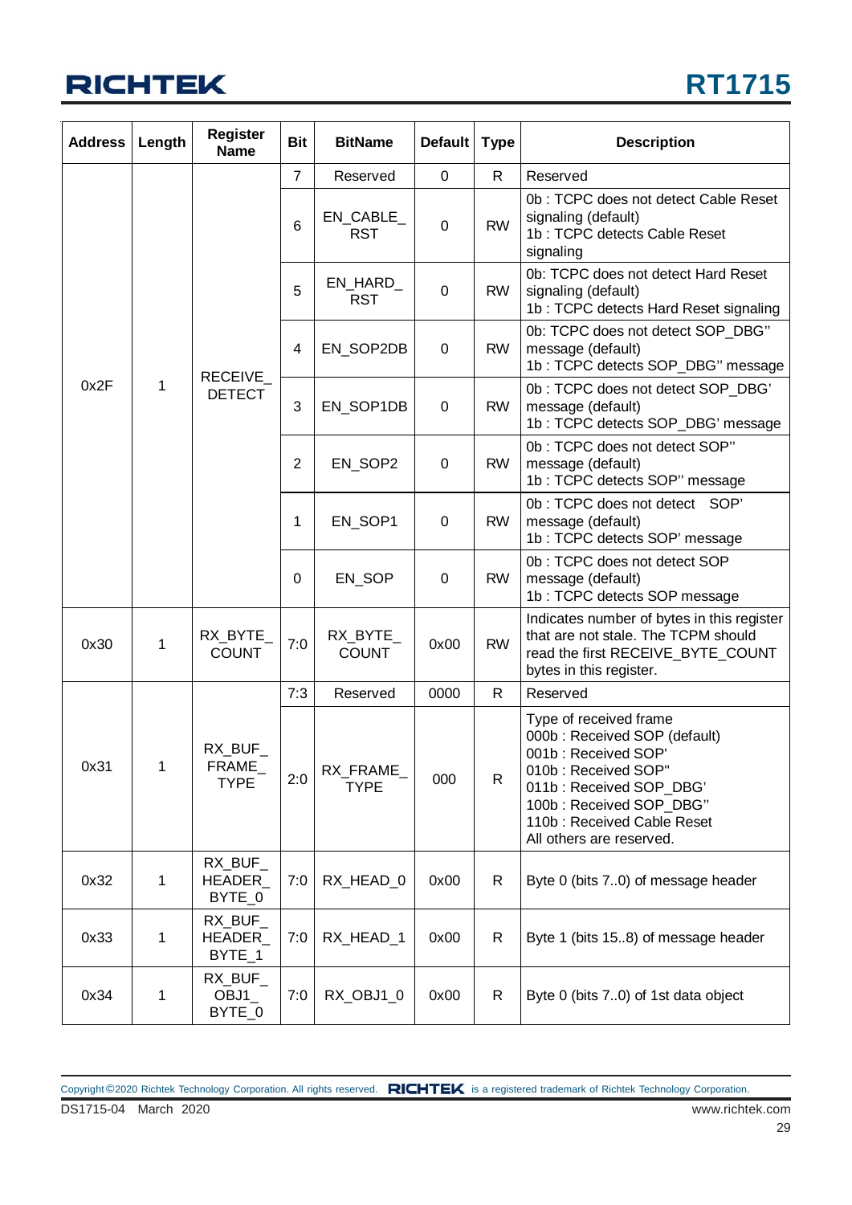| Address | Length | Register Name | Bit | BitName | Default | Type | Description |
|---|---|---|---|---|---|---|---|
| 0x2F | 1 | RECEIVE_DETECT | 7 | Reserved | 0 | R | Reserved |
| | | | 6 | EN_CABLE_RST | 0 | RW | 0b : TCPC does not detect Cable Reset signaling (default)<br>1b : TCPC detects Cable Reset signaling |
| | | | 5 | EN_HARD_RST | 0 | RW | 0b: TCPC does not detect Hard Reset signaling (default)<br>1b : TCPC detects Hard Reset signaling |
| | | | 4 | EN_SOP2DB | 0 | RW | 0b: TCPC does not detect SOP_DBG'' message (default)<br>1b : TCPC detects SOP_DBG'' message |
| | | | 3 | EN_SOP1DB | 0 | RW | 0b : TCPC does not detect SOP_DBG' message (default)<br>1b : TCPC detects SOP_DBG' message |
| | | | 2 | EN_SOP2 | 0 | RW | 0b : TCPC does not detect SOP'' message (default)<br>1b : TCPC detects SOP'' message |
| | | | 1 | EN_SOP1 | 0 | RW | 0b : TCPC does not detect SOP' message (default)<br>1b : TCPC detects SOP' message |
| | | | 0 | EN_SOP | 0 | RW | 0b : TCPC does not detect SOP message (default)<br>1b : TCPC detects SOP message |
| 0x30 | 1 | RX_BYTE_COUNT | 7:0 | RX_BYTE_COUNT | 0x00 | RW | Indicates number of bytes in this register that are not stale. The TCPM should read the first RECEIVE_BYTE_COUNT bytes in this register. |
| 0x31 | 1 | RX_BUF_FRAME_TYPE | 7:3 | Reserved | 0000 | R | Reserved |
| | | | 2:0 | RX_FRAME_TYPE | 000 | R | Type of received frame<br>000b : Received SOP (default)<br>001b : Received SOP'<br>010b : Received SOP"<br>011b : Received SOP_DBG'<br>100b : Received SOP_DBG''<br>110b : Received Cable Reset<br>All others are reserved. |
| 0x32 | 1 | RX_BUF_HEADER_BYTE_0 | 7:0 | RX_HEAD_0 | 0x00 | R | Byte 0 (bits 7..0) of message header |
| 0x33 | 1 | RX_BUF_HEADER_BYTE_1 | 7:0 | RX_HEAD_1 | 0x00 | R | Byte 1 (bits 15..8) of message header |
| 0x34 | 1 | RX_BUF_OBJ1_BYTE_0 | 7:0 | RX_OBJ1_0 | 0x00 | R | Byte 0 (bits 7..0) of 1st data object |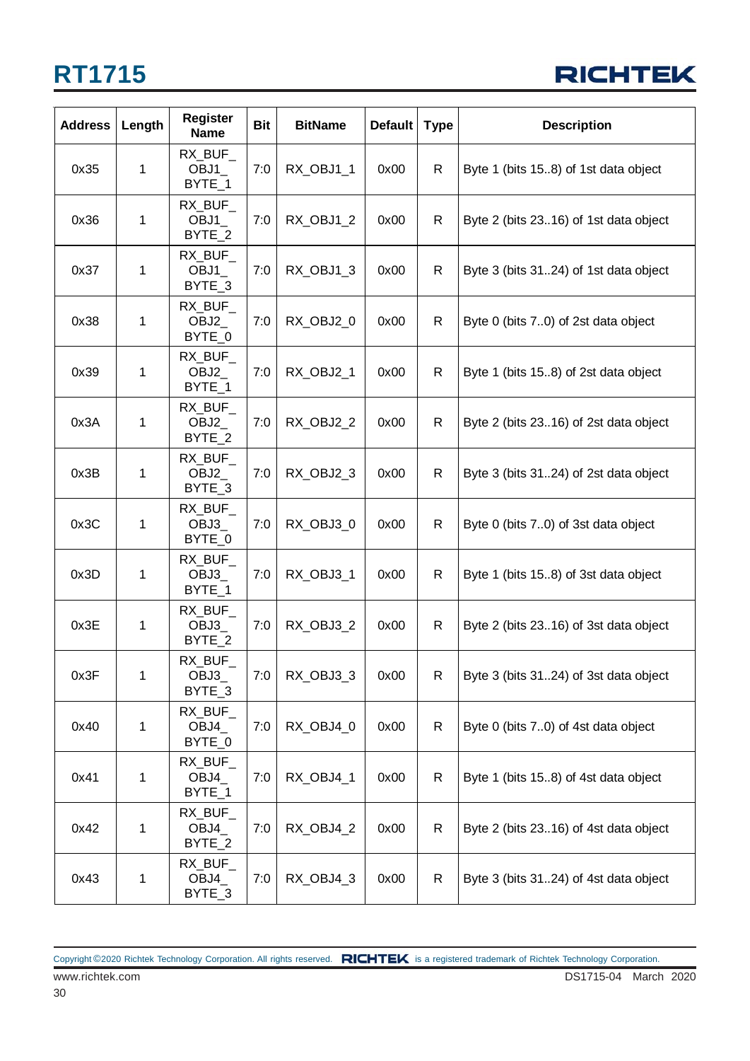| Address | Length | Register Name | Bit | BitName | Default | Type | Description |
|---|---|---|---|---|---|---|---|
| 0x35 | 1 | RX_BUF_OBJ1_BYTE_1 | 7:0 | RX_OBJ1_1 | 0x00 | R | Byte 1 (bits 15..8) of 1st data object |
| 0x36 | 1 | RX_BUF_OBJ1_BYTE_2 | 7:0 | RX_OBJ1_2 | 0x00 | R | Byte 2 (bits 23..16) of 1st data object |
| 0x37 | 1 | RX_BUF_OBJ1_BYTE_3 | 7:0 | RX_OBJ1_3 | 0x00 | R | Byte 3 (bits 31..24) of 1st data object |
| 0x38 | 1 | RX_BUF_OBJ2_BYTE_0 | 7:0 | RX_OBJ2_0 | 0x00 | R | Byte 0 (bits 7..0) of 2st data object |
| 0x39 | 1 | RX_BUF_OBJ2_BYTE_1 | 7:0 | RX_OBJ2_1 | 0x00 | R | Byte 1 (bits 15..8) of 2st data object |
| 0x3A | 1 | RX_BUF_OBJ2_BYTE_2 | 7:0 | RX_OBJ2_2 | 0x00 | R | Byte 2 (bits 23..16) of 2st data object |
| 0x3B | 1 | RX_BUF_OBJ2_BYTE_3 | 7:0 | RX_OBJ2_3 | 0x00 | R | Byte 3 (bits 31..24) of 2st data object |
| 0x3C | 1 | RX_BUF_OBJ3_BYTE_0 | 7:0 | RX_OBJ3_0 | 0x00 | R | Byte 0 (bits 7..0) of 3st data object |
| 0x3D | 1 | RX_BUF_OBJ3_BYTE_1 | 7:0 | RX_OBJ3_1 | 0x00 | R | Byte 1 (bits 15..8) of 3st data object |
| 0x3E | 1 | RX_BUF_OBJ3_BYTE_2 | 7:0 | RX_OBJ3_2 | 0x00 | R | Byte 2 (bits 23..16) of 3st data object |
| 0x3F | 1 | RX_BUF_OBJ3_BYTE_3 | 7:0 | RX_OBJ3_3 | 0x00 | R | Byte 3 (bits 31..24) of 3st data object |
| 0x40 | 1 | RX_BUF_OBJ4_BYTE_0 | 7:0 | RX_OBJ4_0 | 0x00 | R | Byte 0 (bits 7..0) of 4st data object |
| 0x41 | 1 | RX_BUF_OBJ4_BYTE_1 | 7:0 | RX_OBJ4_1 | 0x00 | R | Byte 1 (bits 15..8) of 4st data object |
| 0x42 | 1 | RX_BUF_OBJ4_BYTE_2 | 7:0 | RX_OBJ4_2 | 0x00 | R | Byte 2 (bits 23..16) of 4st data object |
| 0x43 | 1 | RX_BUF_OBJ4_BYTE_3 | 7:0 | RX_OBJ4_3 | 0x00 | R | Byte 3 (bits 31..24) of 4st data object |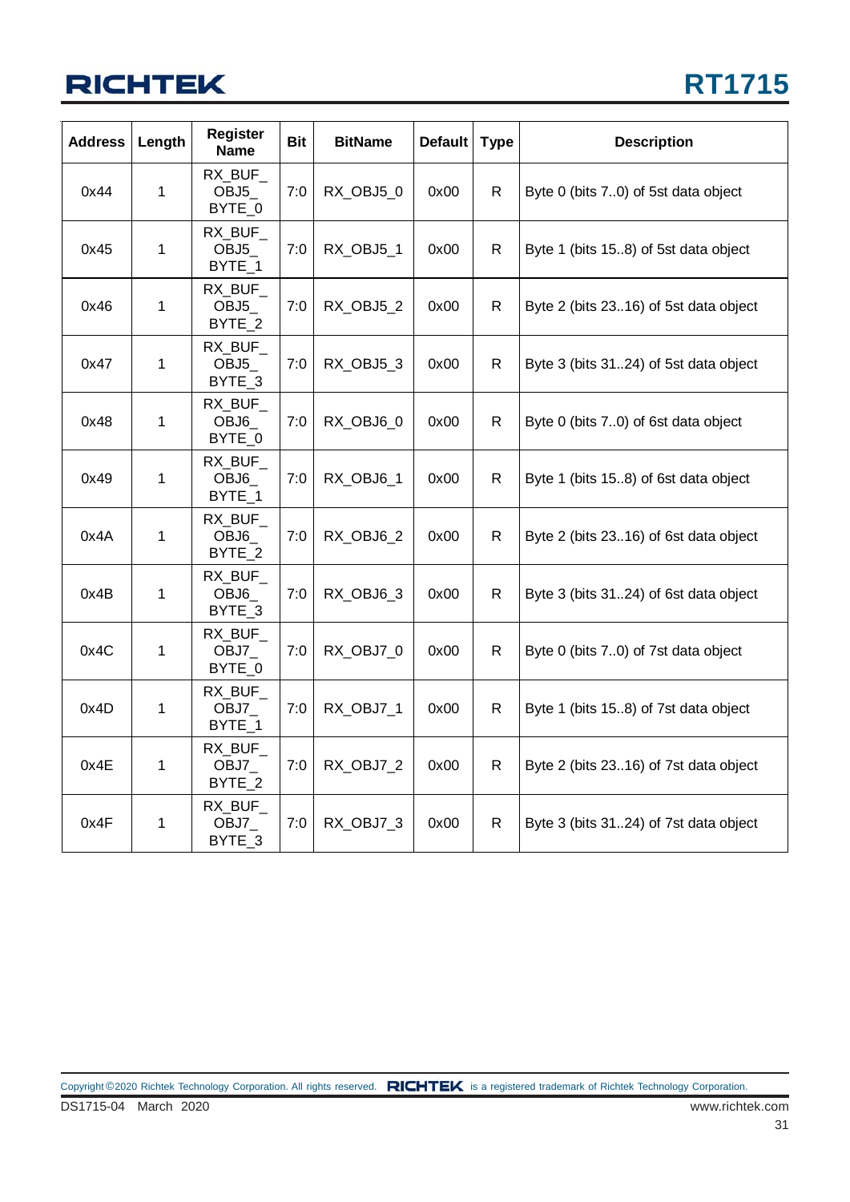| Address | Length | Register Name | Bit | BitName | Default | Type | Description |
|---|---|---|---|---|---|---|---|
| 0x44 | 1 | RX_BUF_ OBJ5_ BYTE_0 | 7:0 | RX_OBJ5_0 | 0x00 | R | Byte 0 (bits 7..0) of 5st data object |
| 0x45 | 1 | RX_BUF_ OBJ5_ BYTE_1 | 7:0 | RX_OBJ5_1 | 0x00 | R | Byte 1 (bits 15..8) of 5st data object |
| 0x46 | 1 | RX_BUF_ OBJ5_ BYTE_2 | 7:0 | RX_OBJ5_2 | 0x00 | R | Byte 2 (bits 23..16) of 5st data object |
| 0x47 | 1 | RX_BUF_ OBJ5_ BYTE_3 | 7:0 | RX_OBJ5_3 | 0x00 | R | Byte 3 (bits 31..24) of 5st data object |
| 0x48 | 1 | RX_BUF_ OBJ6_ BYTE_0 | 7:0 | RX_OBJ6_0 | 0x00 | R | Byte 0 (bits 7..0) of 6st data object |
| 0x49 | 1 | RX_BUF_ OBJ6_ BYTE_1 | 7:0 | RX_OBJ6_1 | 0x00 | R | Byte 1 (bits 15..8) of 6st data object |
| 0x4A | 1 | RX_BUF_ OBJ6_ BYTE_2 | 7:0 | RX_OBJ6_2 | 0x00 | R | Byte 2 (bits 23..16) of 6st data object |
| 0x4B | 1 | RX_BUF_ OBJ6_ BYTE_3 | 7:0 | RX_OBJ6_3 | 0x00 | R | Byte 3 (bits 31..24) of 6st data object |
| 0x4C | 1 | RX_BUF_ OBJ7_ BYTE_0 | 7:0 | RX_OBJ7_0 | 0x00 | R | Byte 0 (bits 7..0) of 7st data object |
| 0x4D | 1 | RX_BUF_ OBJ7_ BYTE_1 | 7:0 | RX_OBJ7_1 | 0x00 | R | Byte 1 (bits 15..8) of 7st data object |
| 0x4E | 1 | RX_BUF_ OBJ7_ BYTE_2 | 7:0 | RX_OBJ7_2 | 0x00 | R | Byte 2 (bits 23..16) of 7st data object |
| 0x4F | 1 | RX_BUF_ OBJ7_ BYTE_3 | 7:0 | RX_OBJ7_3 | 0x00 | R | Byte 3 (bits 31..24) of 7st data object |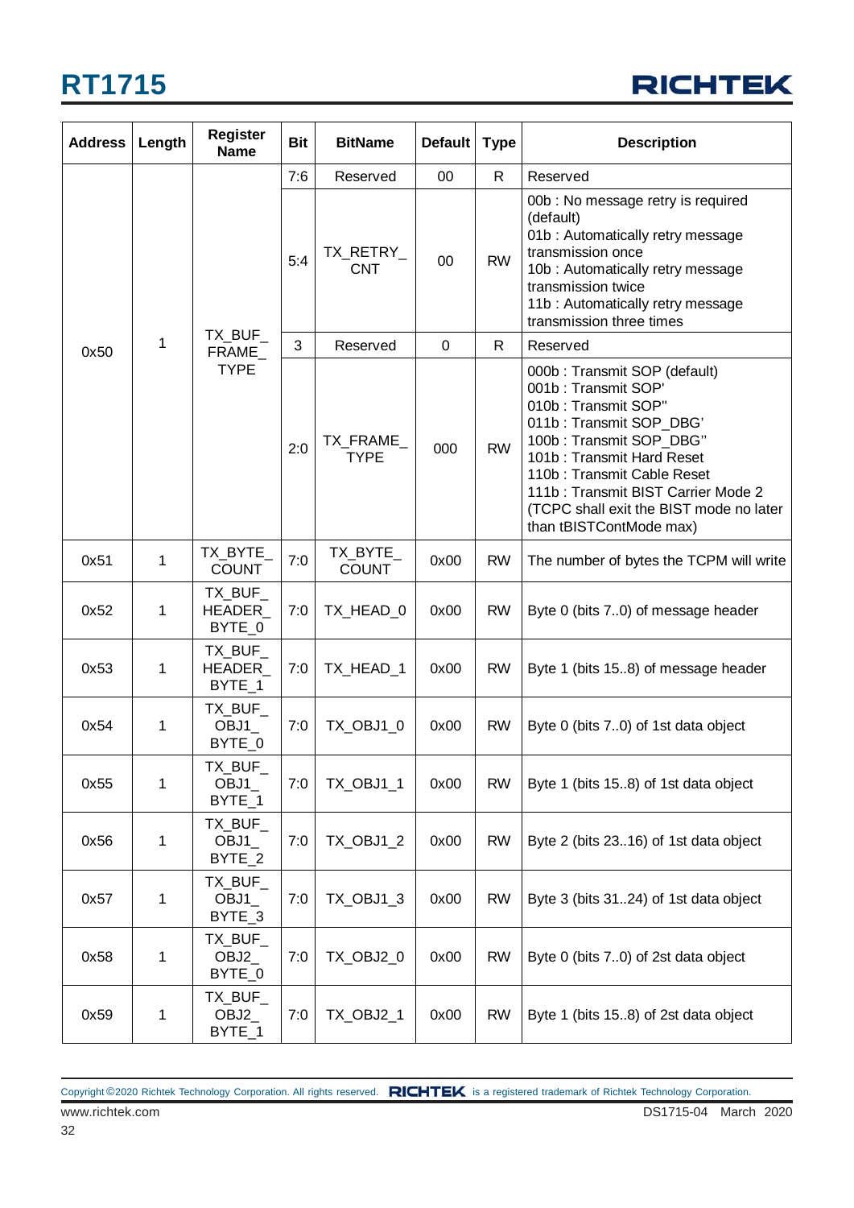| Address | Length | Register Name | Bit | BitName | Default | Type | Description |
|---|---|---|---|---|---|---|---|
| 0x50 | 1 | TX_BUF_FRAME_TYPE | 7:6 | Reserved | 00 | R | Reserved |
| | | | 5:4 | TX_RETRY_CNT | 00 | RW | 00b : No message retry is required (default)<br>01b : Automatically retry message transmission once<br>10b : Automatically retry message transmission twice<br>11b : Automatically retry message transmission three times |
| | | | 3 | Reserved | 0 | R | Reserved |
| | | | 2:0 | TX_FRAME_TYPE | 000 | RW | 000b : Transmit SOP (default)<br>001b : Transmit SOP'<br>010b : Transmit SOP"<br>011b : Transmit SOP_DBG'<br>100b : Transmit SOP_DBG"<br>101b : Transmit Hard Reset<br>110b : Transmit Cable Reset<br>111b : Transmit BIST Carrier Mode 2 (TCPC shall exit the BIST mode no later than tBISTContMode max) |
| 0x51 | 1 | TX_BYTE_COUNT | 7:0 | TX_BYTE_COUNT | 0x00 | RW | The number of bytes the TCPM will write |
| 0x52 | 1 | TX_BUF_HEADER_BYTE_0 | 7:0 | TX_HEAD_0 | 0x00 | RW | Byte 0 (bits 7..0) of message header |
| 0x53 | 1 | TX_BUF_HEADER_BYTE_1 | 7:0 | TX_HEAD_1 | 0x00 | RW | Byte 1 (bits 15..8) of message header |
| 0x54 | 1 | TX_BUF_OBJ1_BYTE_0 | 7:0 | TX_OBJ1_0 | 0x00 | RW | Byte 0 (bits 7..0) of 1st data object |
| 0x55 | 1 | TX_BUF_OBJ1_BYTE_1 | 7:0 | TX_OBJ1_1 | 0x00 | RW | Byte 1 (bits 15..8) of 1st data object |
| 0x56 | 1 | TX_BUF_OBJ1_BYTE_2 | 7:0 | TX_OBJ1_2 | 0x00 | RW | Byte 2 (bits 23..16) of 1st data object |
| 0x57 | 1 | TX_BUF_OBJ1_BYTE_3 | 7:0 | TX_OBJ1_3 | 0x00 | RW | Byte 3 (bits 31..24) of 1st data object |
| 0x58 | 1 | TX_BUF_OBJ2_BYTE_0 | 7:0 | TX_OBJ2_0 | 0x00 | RW | Byte 0 (bits 7..0) of 2st data object |
| 0x59 | 1 | TX_BUF_OBJ2_BYTE_1 | 7:0 | TX_OBJ2_1 | 0x00 | RW | Byte 1 (bits 15..8) of 2st data object |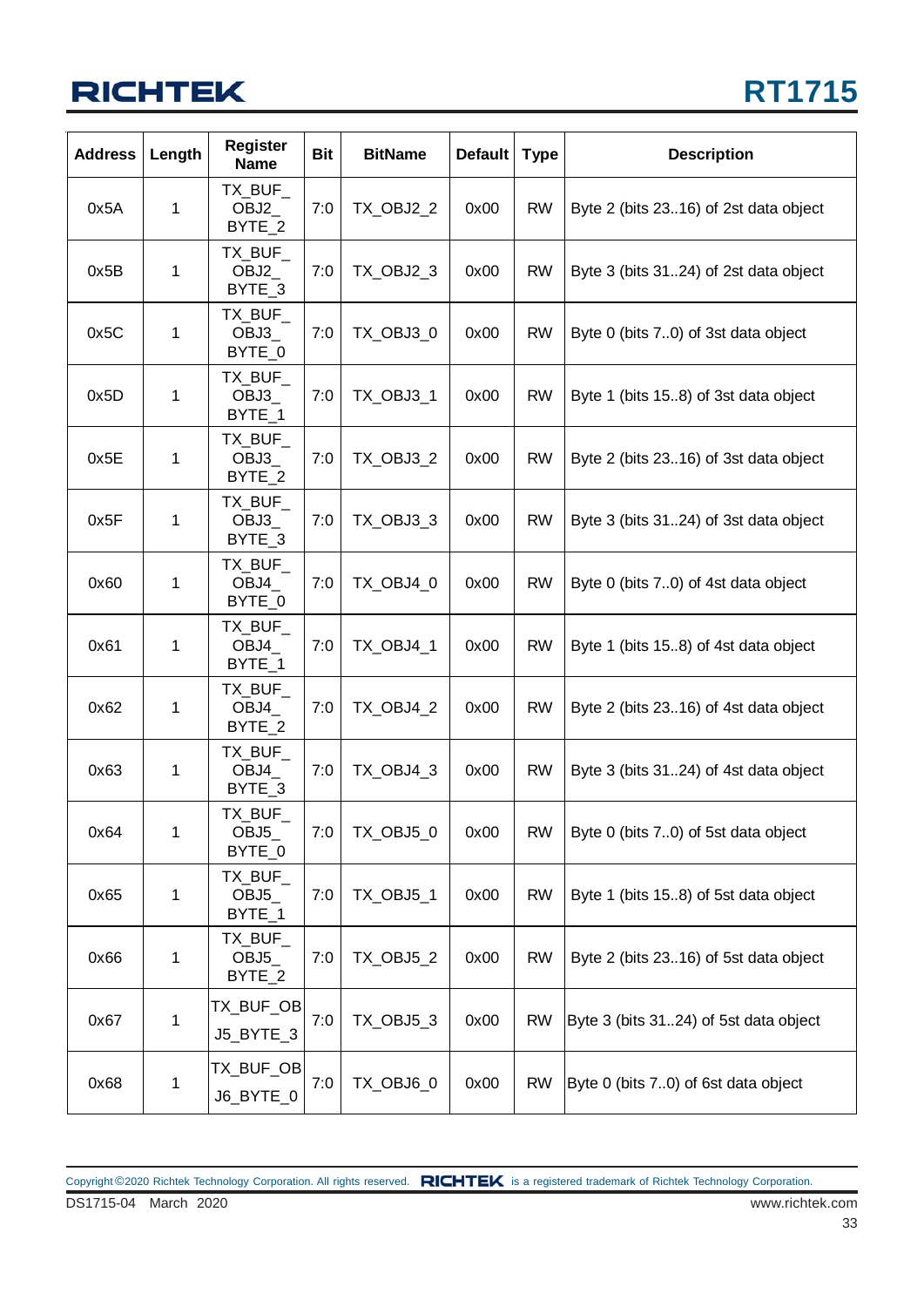| Address | Length | Register Name | Bit | BitName | Default | Type | Description |
|---|---|---|---|---|---|---|---|
| 0x5A | 1 | TX_BUF_OBJ2_BYTE_2 | 7:0 | TX_OBJ2_2 | 0x00 | RW | Byte 2 (bits 23..16) of 2st data object |
| 0x5B | 1 | TX_BUF_OBJ2_BYTE_3 | 7:0 | TX_OBJ2_3 | 0x00 | RW | Byte 3 (bits 31..24) of 2st data object |
| 0x5C | 1 | TX_BUF_OBJ3_BYTE_0 | 7:0 | TX_OBJ3_0 | 0x00 | RW | Byte 0 (bits 7..0) of 3st data object |
| 0x5D | 1 | TX_BUF_OBJ3_BYTE_1 | 7:0 | TX_OBJ3_1 | 0x00 | RW | Byte 1 (bits 15..8) of 3st data object |
| 0x5E | 1 | TX_BUF_OBJ3_BYTE_2 | 7:0 | TX_OBJ3_2 | 0x00 | RW | Byte 2 (bits 23..16) of 3st data object |
| 0x5F | 1 | TX_BUF_OBJ3_BYTE_3 | 7:0 | TX_OBJ3_3 | 0x00 | RW | Byte 3 (bits 31..24) of 3st data object |
| 0x60 | 1 | TX_BUF_OBJ4_BYTE_0 | 7:0 | TX_OBJ4_0 | 0x00 | RW | Byte 0 (bits 7..0) of 4st data object |
| 0x61 | 1 | TX_BUF_OBJ4_BYTE_1 | 7:0 | TX_OBJ4_1 | 0x00 | RW | Byte 1 (bits 15..8) of 4st data object |
| 0x62 | 1 | TX_BUF_OBJ4_BYTE_2 | 7:0 | TX_OBJ4_2 | 0x00 | RW | Byte 2 (bits 23..16) of 4st data object |
| 0x63 | 1 | TX_BUF_OBJ4_BYTE_3 | 7:0 | TX_OBJ4_3 | 0x00 | RW | Byte 3 (bits 31..24) of 4st data object |
| 0x64 | 1 | TX_BUF_OBJ5_BYTE_0 | 7:0 | TX_OBJ5_0 | 0x00 | RW | Byte 0 (bits 7..0) of 5st data object |
| 0x65 | 1 | TX_BUF_OBJ5_BYTE_1 | 7:0 | TX_OBJ5_1 | 0x00 | RW | Byte 1 (bits 15..8) of 5st data object |
| 0x66 | 1 | TX_BUF_OBJ5_BYTE_2 | 7:0 | TX_OBJ5_2 | 0x00 | RW | Byte 2 (bits 23..16) of 5st data object |
| 0x67 | 1 | TX_BUF_OBJ5_BYTE_3 | 7:0 | TX_OBJ5_3 | 0x00 | RW | Byte 3 (bits 31..24) of 5st data object |
| 0x68 | 1 | TX_BUF_OBJ6_BYTE_0 | 7:0 | TX_OBJ6_0 | 0x00 | RW | Byte 0 (bits 7..0) of 6st data object |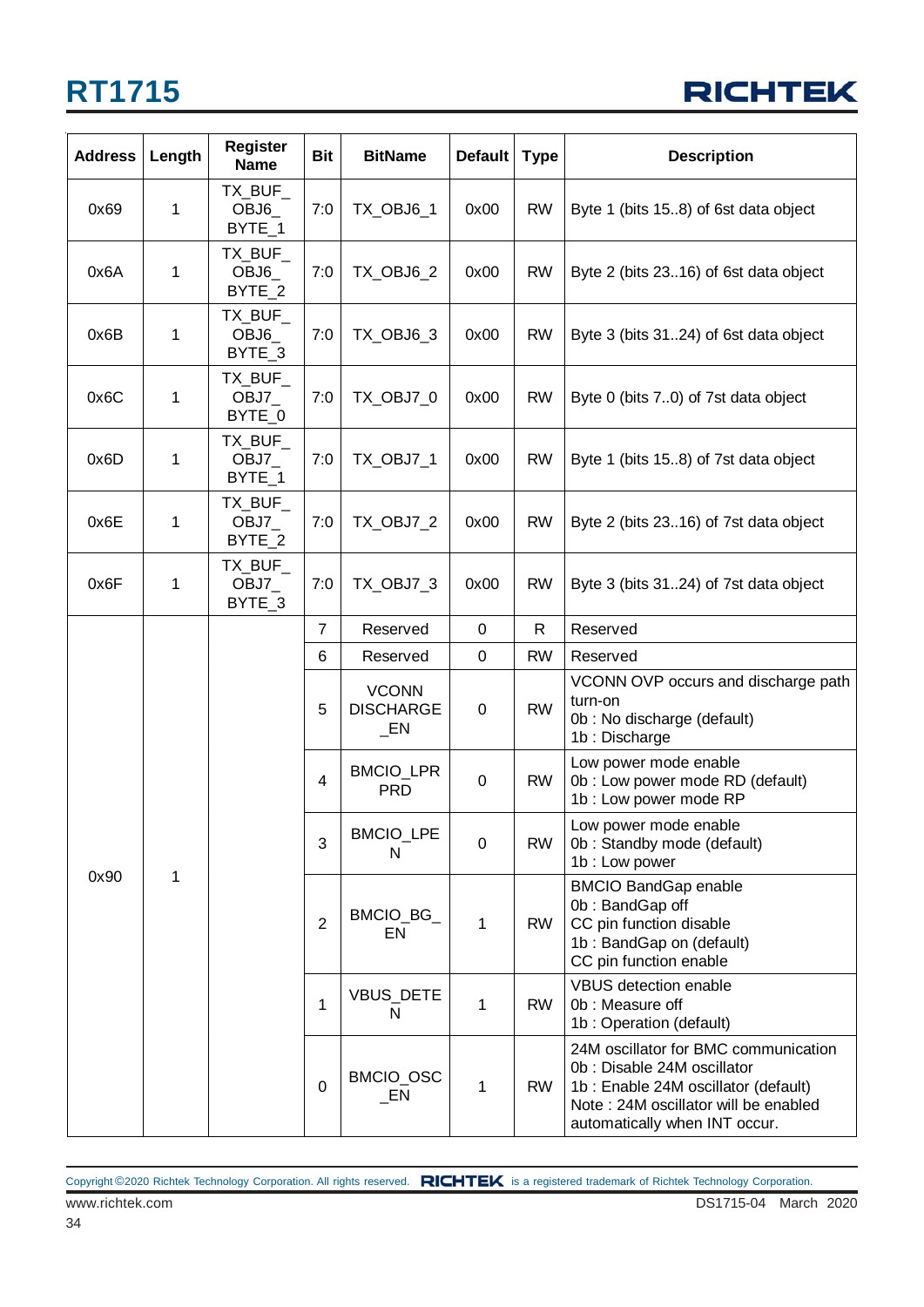| Address | Length | Register Name | Bit | BitName | Default | Type | Description |
|---|---|---|---|---|---|---|---|
| 0x69 | 1 | TX_BUF_OBJ6_BYTE_1 | 7:0 | TX_OBJ6_1 | 0x00 | RW | Byte 1 (bits 15..8) of 6st data object |
| 0x6A | 1 | TX_BUF_OBJ6_BYTE_2 | 7:0 | TX_OBJ6_2 | 0x00 | RW | Byte 2 (bits 23..16) of 6st data object |
| 0x6B | 1 | TX_BUF_OBJ6_BYTE_3 | 7:0 | TX_OBJ6_3 | 0x00 | RW | Byte 3 (bits 31..24) of 6st data object |
| 0x6C | 1 | TX_BUF_OBJ7_BYTE_0 | 7:0 | TX_OBJ7_0 | 0x00 | RW | Byte 0 (bits 7..0) of 7st data object |
| 0x6D | 1 | TX_BUF_OBJ7_BYTE_1 | 7:0 | TX_OBJ7_1 | 0x00 | RW | Byte 1 (bits 15..8) of 7st data object |
| 0x6E | 1 | TX_BUF_OBJ7_BYTE_2 | 7:0 | TX_OBJ7_2 | 0x00 | RW | Byte 2 (bits 23..16) of 7st data object |
| 0x6F | 1 | TX_BUF_OBJ7_BYTE_3 | 7:0 | TX_OBJ7_3 | 0x00 | RW | Byte 3 (bits 31..24) of 7st data object |
| 0x90 | 1 | | 7 | Reserved | 0 | R | Reserved |
| | | | 6 | Reserved | 0 | RW | Reserved |
| | | | 5 | VCONN DISCHARGE_EN | 0 | RW | VCONN OVP occurs and discharge path turn-on<br>0b : No discharge (default)<br>1b : Discharge |
| | | | 4 | BMCIO_LPRPRD | 0 | RW | Low power mode enable<br>0b : Low power mode RD (default)<br>1b : Low power mode RP |
| | | | 3 | BMCIO_LPEN | 0 | RW | Low power mode enable<br>0b : Standby mode (default)<br>1b : Low power |
| | | | 2 | BMCIO_BG_EN | 1 | RW | BMCIO BandGap enable<br>0b : BandGap off<br>CC pin function disable<br>1b : BandGap on (default)<br>CC pin function enable |
| | | | 1 | VBUS_DETEN | 1 | RW | VBUS detection enable<br>0b : Measure off<br>1b : Operation (default) |
| | | | 0 | BMCIO_OSC_EN | 1 | RW | 24M oscillator for BMC communication<br>0b : Disable 24M oscillator<br>1b : Enable 24M oscillator (default)<br>Note : 24M oscillator will be enabled automatically when INT occur. |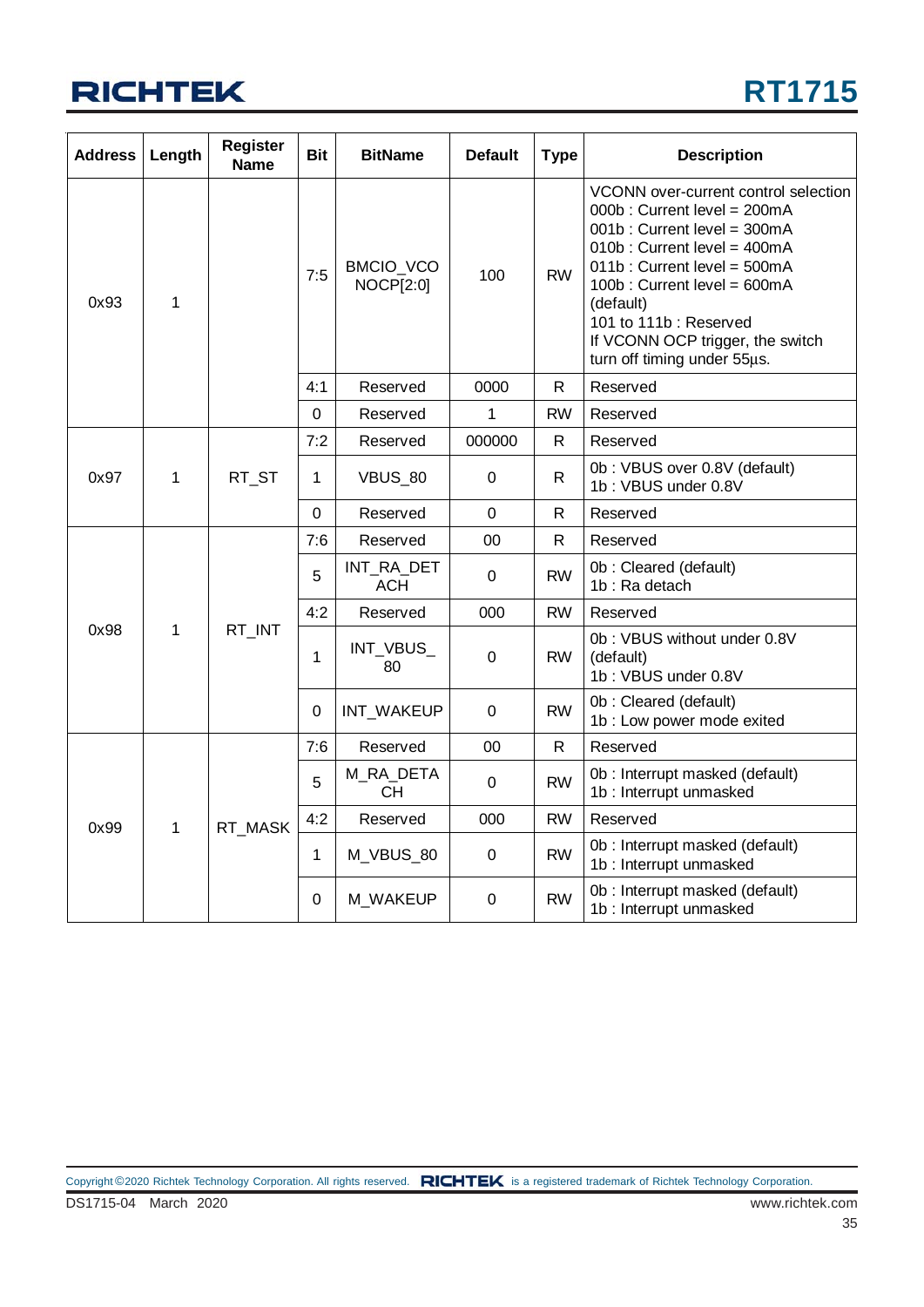| Address | Length | Register Name | Bit | BitName | Default | Type | Description |
|---|---|---|---|---|---|---|---|
| 0x93 | 1 | | 7:5 | BMCIO_VCONOCP[2:0] | 100 | RW | VCONN over-current control selection<br>000b : Current level = 200mA<br>001b : Current level = 300mA<br>010b : Current level = 400mA<br>011b : Current level = 500mA<br>100b : Current level = 600mA (default)<br>101 to 111b : Reserved<br>If VCONN OCP trigger, the switch turn off timing under 55μs. |
| | | | 4:1 | Reserved | 0000 | R | Reserved |
| | | | 0 | Reserved | 1 | RW | Reserved |
| 0x97 | 1 | RT_ST | 7:2 | Reserved | 000000 | R | Reserved |
| | | | 1 | VBUS_80 | 0 | R | 0b : VBUS over 0.8V (default)<br>1b : VBUS under 0.8V |
| | | | 0 | Reserved | 0 | R | Reserved |
| 0x98 | 1 | RT_INT | 7:6 | Reserved | 00 | R | Reserved |
| | | | 5 | INT_RA_DETACH | 0 | RW | 0b : Cleared (default)<br>1b : Ra detach |
| | | | 4:2 | Reserved | 000 | RW | Reserved |
| | | | 1 | INT_VBUS_80 | 0 | RW | 0b : VBUS without under 0.8V (default)<br>1b : VBUS under 0.8V |
| | | | 0 | INT_WAKEUP | 0 | RW | 0b : Cleared (default)<br>1b : Low power mode exited |
| 0x99 | 1 | RT_MASK | 7:6 | Reserved | 00 | R | Reserved |
| | | | 5 | M_RA_DETACH | 0 | RW | 0b : Interrupt masked (default)<br>1b : Interrupt unmasked |
| | | | 4:2 | Reserved | 000 | RW | Reserved |
| | | | 1 | M_VBUS_80 | 0 | RW | 0b : Interrupt masked (default)<br>1b : Interrupt unmasked |
| | | | 0 | M_WAKEUP | 0 | RW | 0b : Interrupt masked (default)<br>1b : Interrupt unmasked |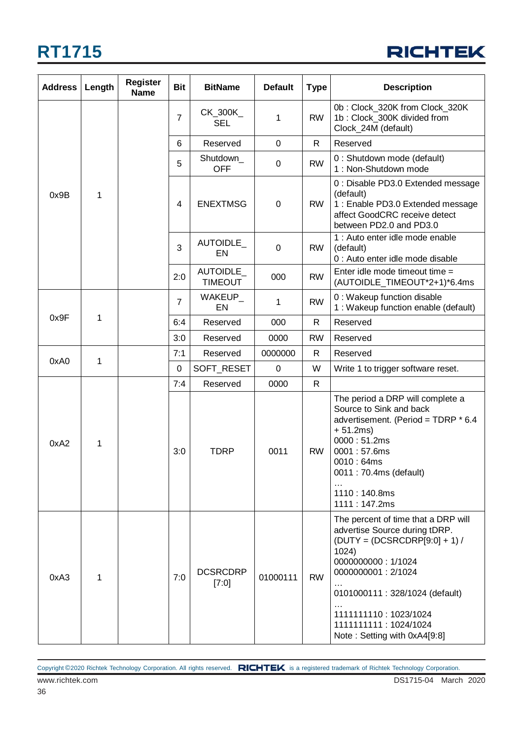| Address | Length | Register Name | Bit | BitName | Default | Type | Description |
|---|---|---|---|---|---|---|---|
| 0x9B | 1 | | 7 | CK_300K_SEL | 1 | RW | 0b : Clock_320K from Clock_320K<br>1b : Clock_300K divided from Clock_24M (default) |
| | | | 6 | Reserved | 0 | R | Reserved |
| | | | 5 | Shutdown_OFF | 0 | RW | 0 : Shutdown mode (default)<br>1 : Non-Shutdown mode |
| | | | 4 | ENEXTMSG | 0 | RW | 0 : Disable PD3.0 Extended message (default)<br>1 : Enable PD3.0 Extended message affect GoodCRC receive detect between PD2.0 and PD3.0 |
| | | | 3 | AUTOIDLE_EN | 0 | RW | 1 : Auto enter idle mode enable (default)<br>0 : Auto enter idle mode disable |
| | | | 2:0 | AUTOIDLE_TIMEOUT | 000 | RW | Enter idle mode timeout time = (AUTOIDLE_TIMEOUT*2+1)*6.4ms |
| 0x9F | 1 | | 7 | WAKEUP_EN | 1 | RW | 0 : Wakeup function disable<br>1 : Wakeup function enable (default) |
| | | | 6:4 | Reserved | 000 | R | Reserved |
| | | | 3:0 | Reserved | 0000 | RW | Reserved |
| 0xA0 | 1 | | 7:1 | Reserved | 0000000 | R | Reserved |
| | | | 0 | SOFT_RESET | 0 | W | Write 1 to trigger software reset. |
| 0xA2 | 1 | | 7:4 | Reserved | 0000 | R | |
| | | | 3:0 | TDRP | 0011 | RW | The period a DRP will complete a Source to Sink and back advertisement. (Period = TDRP * 6.4 + 51.2ms)<br>0000 : 51.2ms<br>0001 : 57.6ms<br>0010 : 64ms<br>0011 : 70.4ms (default)<br>…<br>1110 : 140.8ms<br>1111 : 147.2ms |
| 0xA3 | 1 | | 7:0 | DCSRCDRP [7:0] | 01000111 | RW | The percent of time that a DRP will advertise Source during tDRP. (DUTY = (DCSRCDRP[9:0] + 1) / 1024)<br>0000000000 : 1/1024<br>0000000001 : 2/1024<br>…<br>0101000111 : 328/1024 (default)<br>…<br>1111111110 : 1023/1024<br>1111111111 : 1024/1024<br>Note : Setting with 0xA4[9:8] |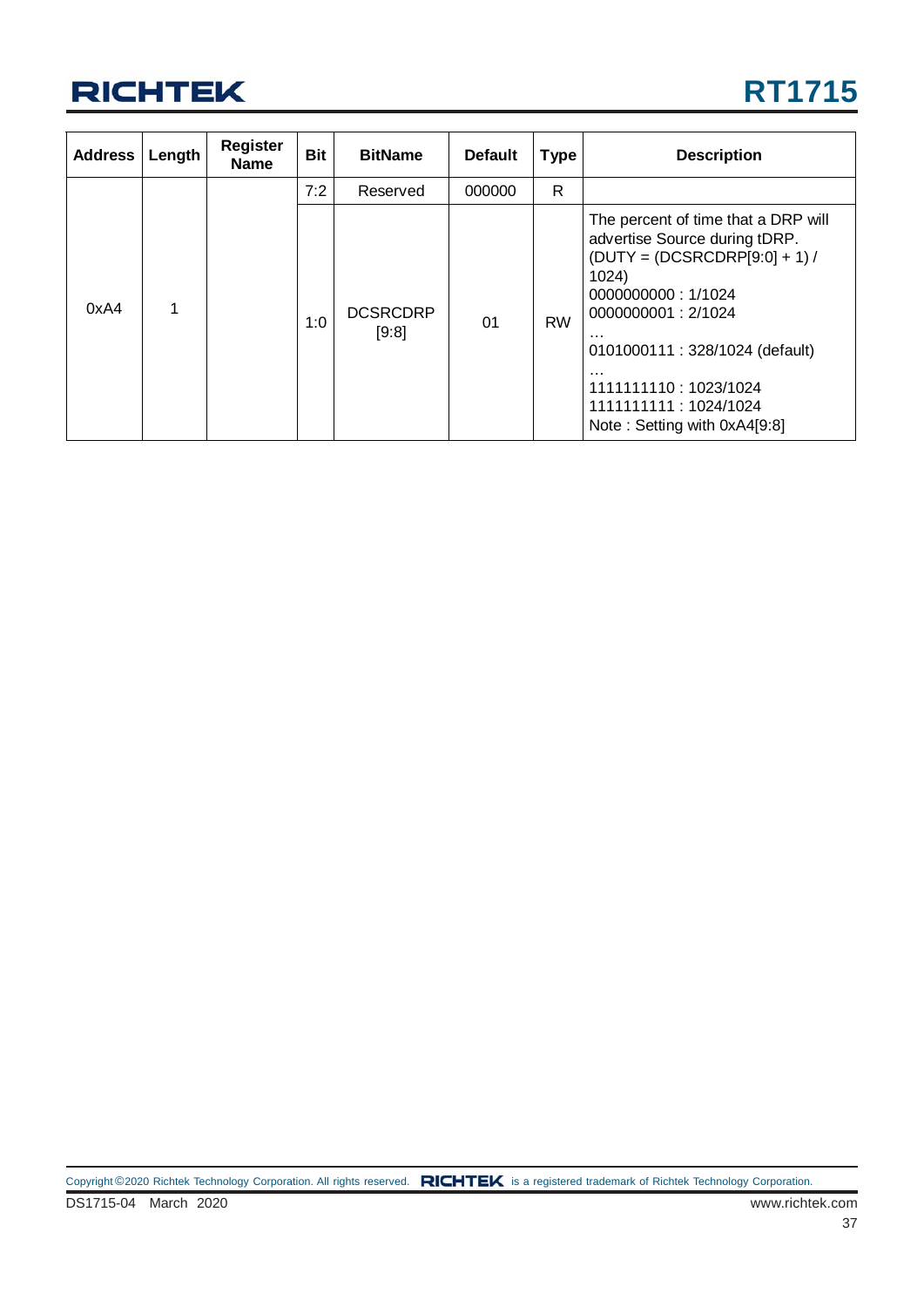| Address | Length | Register Name | Bit | BitName | Default | Type | Description |
|---|---|---|---|---|---|---|---|
| 0xA4 | 1 | | 7:2 | Reserved | 000000 | R | |
| | | | 1:0 | DCSRCDRP [9:8] | 01 | RW | The percent of time that a DRP will advertise Source during tDRP. (DUTY = (DCSRCDRP[9:0] + 1) / 1024)<br>0000000000 : 1/1024<br>0000000001 : 2/1024<br>…<br>0101000111 : 328/1024 (default)<br>…<br>1111111110 : 1023/1024<br>1111111111 : 1024/1024<br>Note : Setting with 0xA4[9:8] |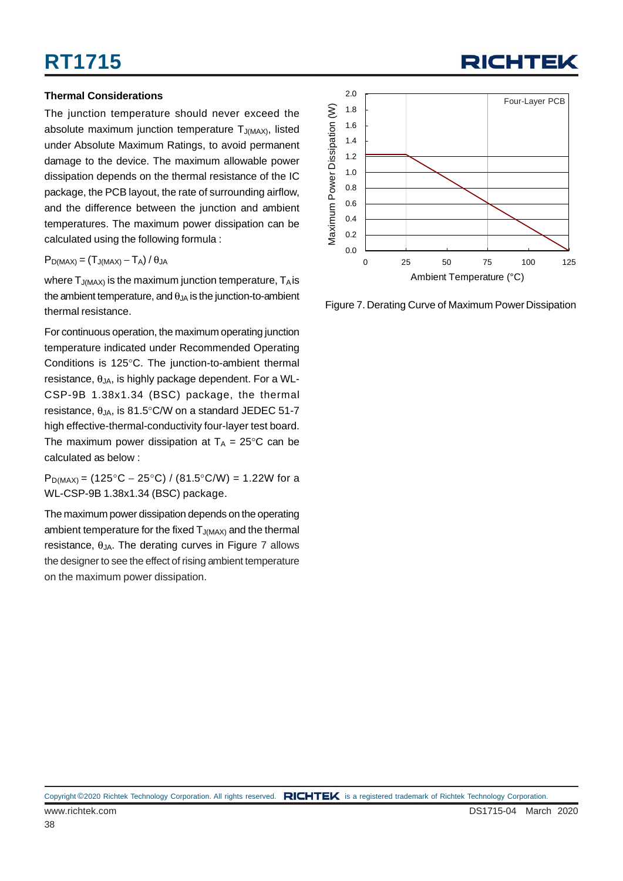### Thermal Considerations

The junction temperature should never exceed the absolute maximum junction temperature $T_{J(MAX)}$, listed under Absolute Maximum Ratings, to avoid permanent damage to the device. The maximum allowable power dissipation depends on the thermal resistance of the IC package, the PCB layout, the rate of surrounding airflow, and the difference between the junction and ambient temperatures. The maximum power dissipation can be calculated using the following formula :

$P_{D(MAX)} = (T_{J(MAX)} - T_A) / \theta_{JA}$

where $T_{J(MAX)}$ is the maximum junction temperature, $T_A$ is the ambient temperature, and $\theta_{JA}$ is the junction-to-ambient thermal resistance.

For continuous operation, the maximum operating junction temperature indicated under Recommended Operating Conditions is 125°C. The junction-to-ambient thermal resistance, $\theta_{JA}$, is highly package dependent. For a WL-CSP-9B 1.38x1.34 (BSC) package, the thermal resistance, $\theta_{JA}$, is 81.5°C/W on a standard JEDEC 51-7 high effective-thermal-conductivity four-layer test board. The maximum power dissipation at $T_A$ = 25°C can be calculated as below :

$P_{D(MAX)}$ = (125°C − 25°C) / (81.5°C/W) = 1.22W for a WL-CSP-9B 1.38x1.34 (BSC) package.

The maximum power dissipation depends on the operating ambient temperature for the fixed $T_{J(MAX)}$ and the thermal resistance, $\theta_{JA}$. The derating curves in Figure 7 allows the designer to see the effect of rising ambient temperature on the maximum power dissipation.

Figure 7. Derating Curve of Maximum Power Dissipation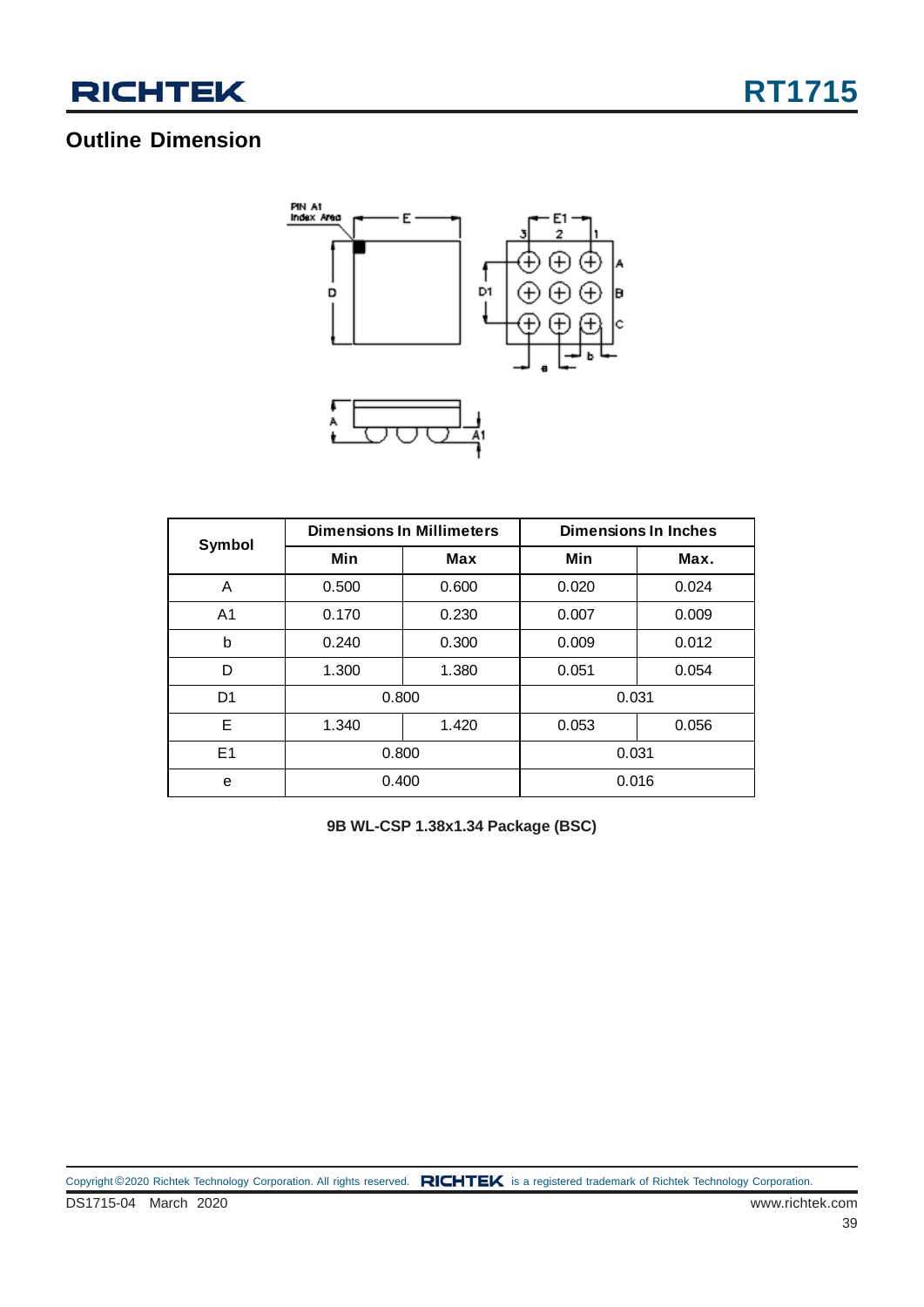## Outline Dimension

| Symbol | Dimensions In Millimeters | | Dimensions In Inches | |
|---|---|---|---|---|
| | Min | Max | Min | Max. |
| A | 0.500 | 0.600 | 0.020 | 0.024 |
| A1 | 0.170 | 0.230 | 0.007 | 0.009 |
| b | 0.240 | 0.300 | 0.009 | 0.012 |
| D | 1.300 | 1.380 | 0.051 | 0.054 |
| D1 | 0.800 | | 0.031 | |
| E | 1.340 | 1.420 | 0.053 | 0.056 |
| E1 | 0.800 | | 0.031 | |
| e | 0.400 | | 0.016 | |

**9B WL-CSP 1.38x1.34 Package (BSC)**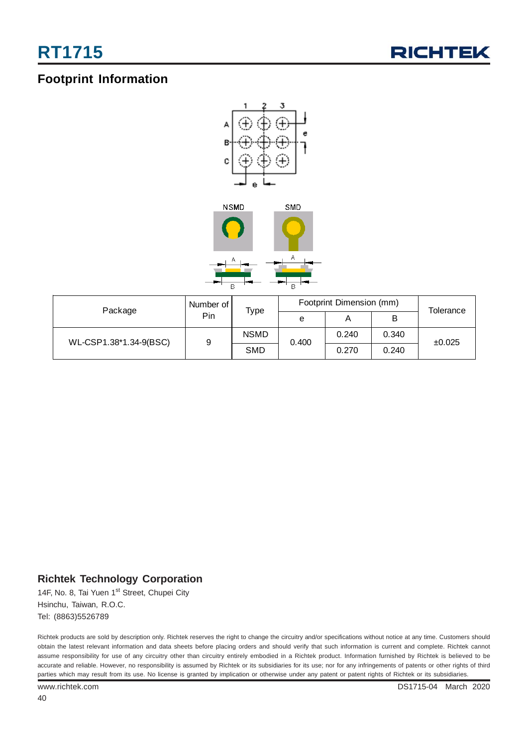## Footprint Information

1 2 3

A

B

C

e

e

NSMD

SMD

A

B

A

B

| Package | Number of Pin | Type | Footprint Dimension (mm) | | | Tolerance |
|---|---|---|---|---|---|---|
| | | | e | A | B | |
| WL-CSP1.38*1.34-9(BSC) | 9 | NSMD | 0.400 | 0.240 | 0.340 | ±0.025 |
| | | SMD | | 0.270 | 0.240 | |

**Richtek Technology Corporation**

14F, No. 8, Tai Yuen 1st Street, Chupei City

Hsinchu, Taiwan, R.O.C.

Tel: (8863)5526789

Richtek products are sold by description only. Richtek reserves the right to change the circuitry and/or specifications without notice at any time. Customers should obtain the latest relevant information and data sheets before placing orders and should verify that such information is current and complete. Richtek cannot assume responsibility for use of any circuitry other than circuitry entirely embodied in a Richtek product. Information furnished by Richtek is believed to be accurate and reliable. However, no responsibility is assumed by Richtek or its subsidiaries for its use; nor for any infringements of patents or other rights of third parties which may result from its use. No license is granted by implication or otherwise under any patent or patent rights of Richtek or its subsidiaries.